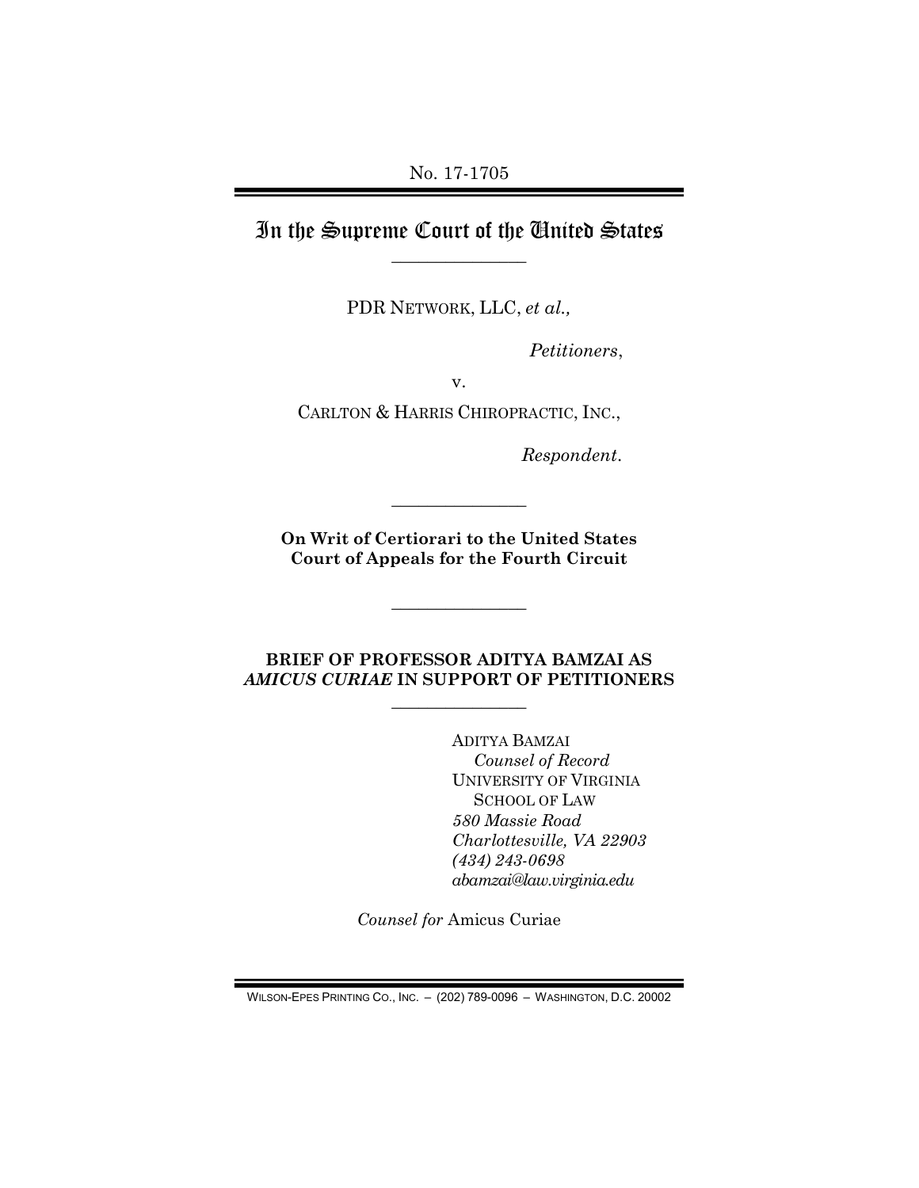No. 17-1705

# In the Supreme Court of the United States

PDR NETWORK, LLC, *et al.,*

*Petitioners*,

v.

CARLTON & HARRIS CHIROPRACTIC, INC.,

*Respondent*.

**On Writ of Certiorari to the United States Court of Appeals for the Fourth Circuit**

**BRIEF OF PROFESSOR ADITYA BAMZAI AS *AMICUS CURIAE* IN SUPPORT OF PETITIONERS**

ADITYA BAMZAI
*Counsel of Record*
UNIVERSITY OF VIRGINIA SCHOOL OF LAW
*580 Massie Road*
*Charlottesville, VA 22903*
*(434) 243-0698*
*abamzai@law.virginia.edu*

*Counsel for* Amicus Curiae

WILSON-EPES PRINTING CO., INC. – (202) 789-0096 – WASHINGTON, D.C. 20002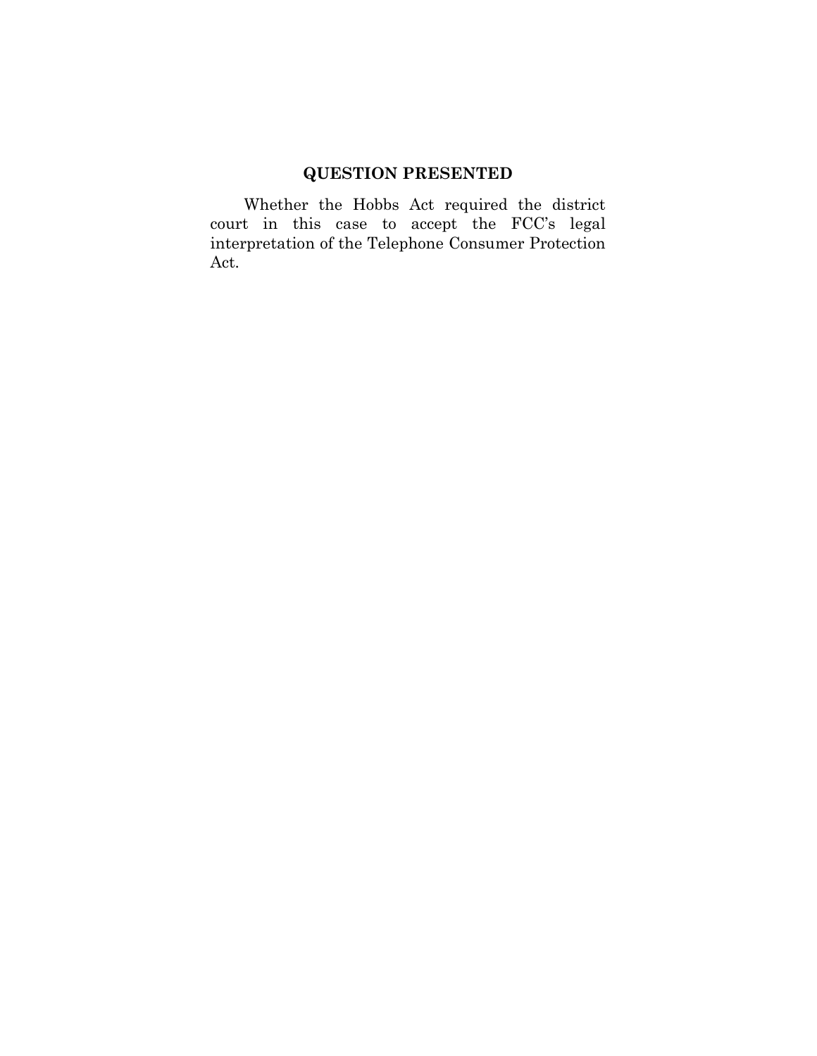## QUESTION PRESENTED

Whether the Hobbs Act required the district court in this case to accept the FCC's legal interpretation of the Telephone Consumer Protection Act.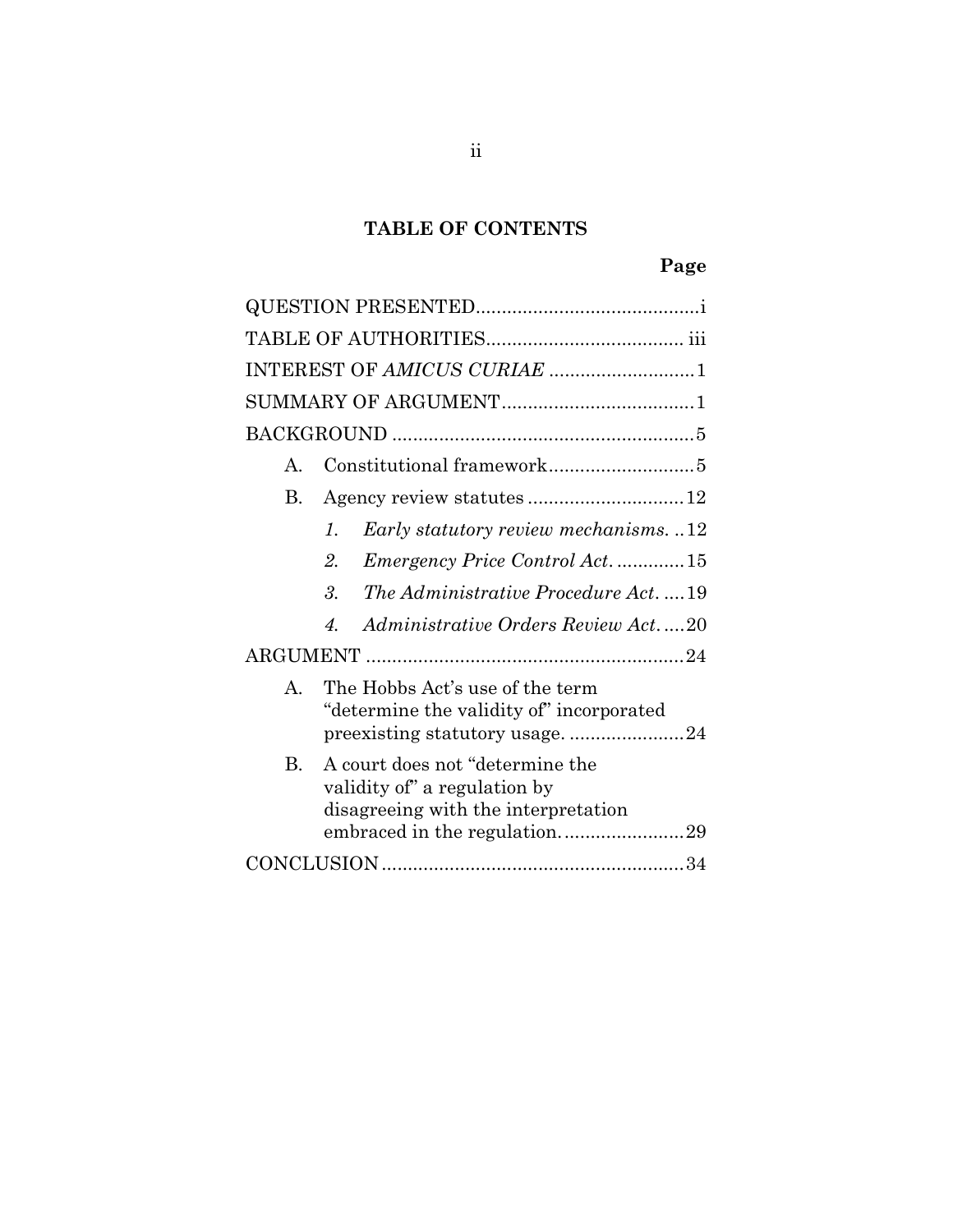## TABLE OF CONTENTS

| | Page |
|---|---|
| QUESTION PRESENTED | i |
| TABLE OF AUTHORITIES | iii |
| INTEREST OF *AMICUS CURIAE* | 1 |
| SUMMARY OF ARGUMENT | 1 |
| BACKGROUND | 5 |
| A. Constitutional framework | 5 |
| B. Agency review statutes | 12 |
| *1. Early statutory review mechanisms.* | 12 |
| *2. Emergency Price Control Act.* | 15 |
| *3. The Administrative Procedure Act.* | 19 |
| *4. Administrative Orders Review Act.* | 20 |
| ARGUMENT | 24 |
| A. The Hobbs Act's use of the term "determine the validity of" incorporated preexisting statutory usage. | 24 |
| B. A court does not "determine the validity of" a regulation by disagreeing with the interpretation embraced in the regulation. | 29 |
| CONCLUSION | 34 |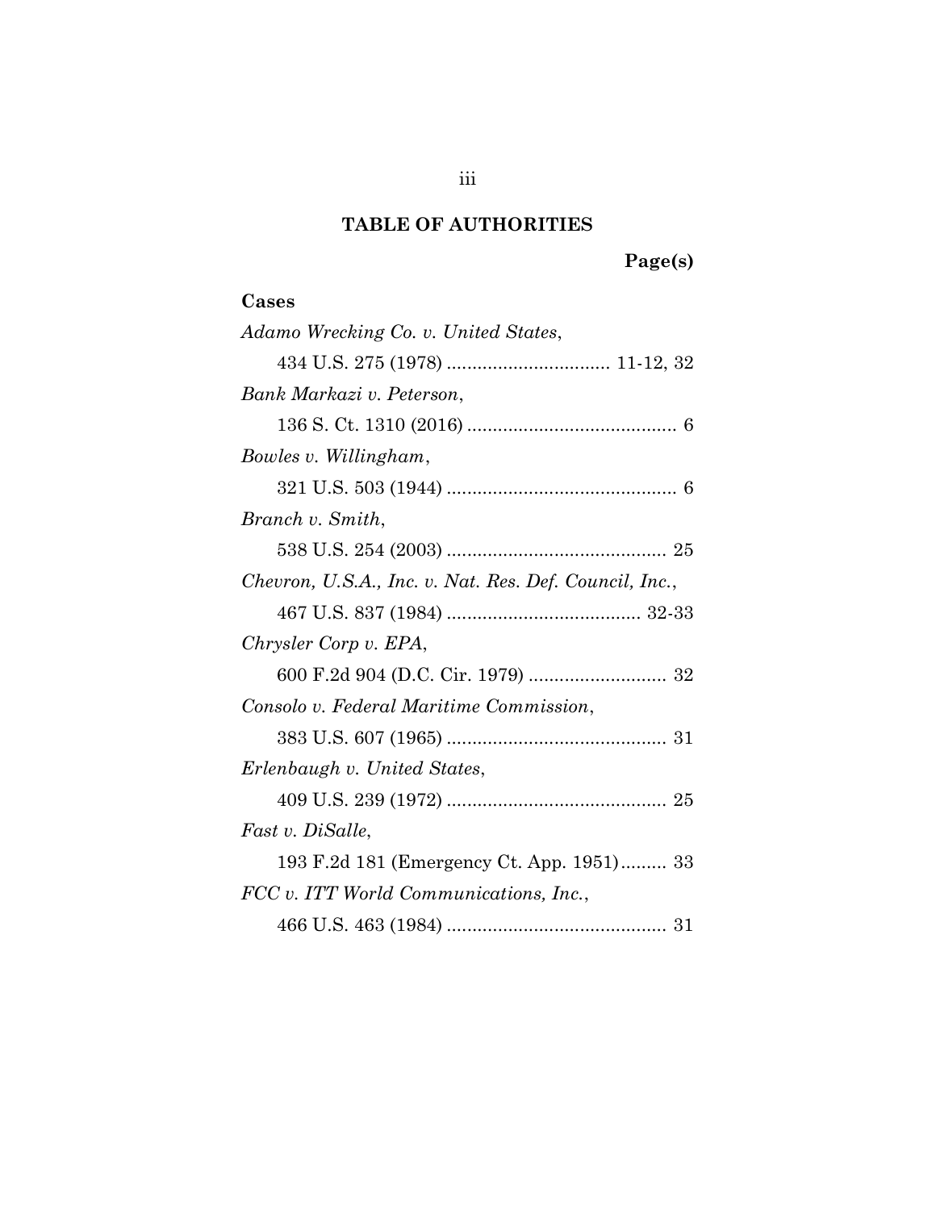## TABLE OF AUTHORITIES

**Page(s)**

**Cases**

*Adamo Wrecking Co. v. United States*,
434 U.S. 275 (1978) ................................ 11-12, 32

*Bank Markazi v. Peterson*,
136 S. Ct. 1310 (2016) ......................................... 6

*Bowles v. Willingham*,
321 U.S. 503 (1944) ............................................. 6

*Branch v. Smith*,
538 U.S. 254 (2003) ........................................... 25

*Chevron, U.S.A., Inc. v. Nat. Res. Def. Council, Inc.*,
467 U.S. 837 (1984) ...................................... 32-33

*Chrysler Corp v. EPA*,
600 F.2d 904 (D.C. Cir. 1979) ........................... 32

*Consolo v. Federal Maritime Commission*,
383 U.S. 607 (1965) ........................................... 31

*Erlenbaugh v. United States*,
409 U.S. 239 (1972) ........................................... 25

*Fast v. DiSalle*,
193 F.2d 181 (Emergency Ct. App. 1951)......... 33

*FCC v. ITT World Communications, Inc.*,
466 U.S. 463 (1984) ........................................... 31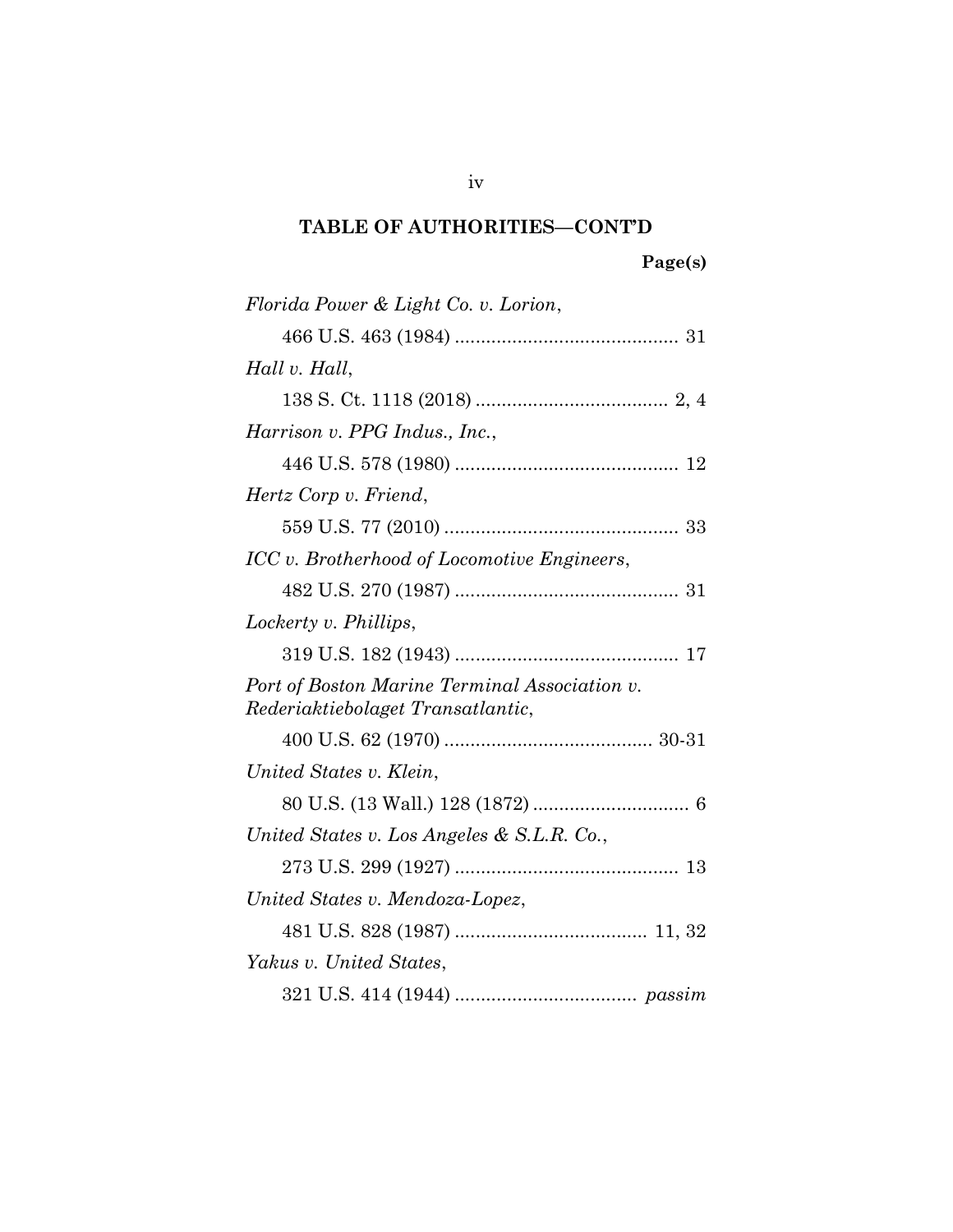## TABLE OF AUTHORITIES—CONT'D

**Page(s)**

*Florida Power & Light Co. v. Lorion*,
466 U.S. 463 (1984) .......................................... 31

*Hall v. Hall*,
138 S. Ct. 1118 (2018) .................................... 2, 4

*Harrison v. PPG Indus., Inc.*,
446 U.S. 578 (1980) .......................................... 12

*Hertz Corp v. Friend*,
559 U.S. 77 (2010) ............................................ 33

*ICC v. Brotherhood of Locomotive Engineers*,
482 U.S. 270 (1987) .......................................... 31

*Lockerty v. Phillips*,
319 U.S. 182 (1943) .......................................... 17

*Port of Boston Marine Terminal Association v. Rederiaktiebolaget Transatlantic*,
400 U.S. 62 (1970) ....................................... 30-31

*United States v. Klein*,
80 U.S. (13 Wall.) 128 (1872) ............................. 6

*United States v. Los Angeles & S.L.R. Co.*,
273 U.S. 299 (1927) .......................................... 13

*United States v. Mendoza-Lopez*,
481 U.S. 828 (1987) .................................... 11, 32

*Yakus v. United States*,
321 U.S. 414 (1944) .................................. *passim*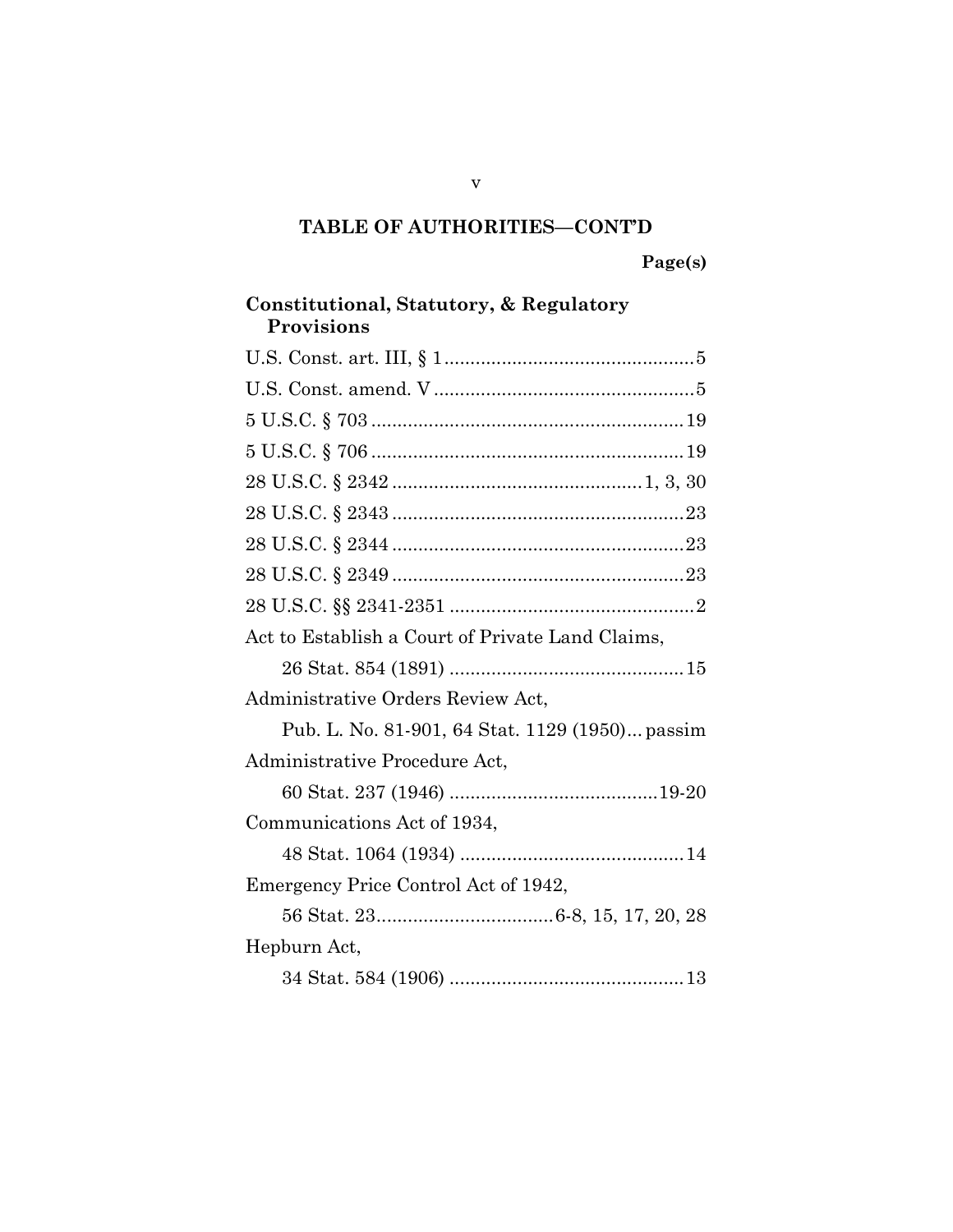## TABLE OF AUTHORITIES—CONT'D

**Page(s)**

**Constitutional, Statutory, & Regulatory Provisions**

U.S. Const. art. III, § 1 ................................................ 5

U.S. Const. amend. V .................................................. 5

5 U.S.C. § 703 ............................................................ 19

5 U.S.C. § 706 ............................................................ 19

28 U.S.C. § 2342 ............................................... 1, 3, 30

28 U.S.C. § 2343 ........................................................ 23

28 U.S.C. § 2344 ........................................................ 23

28 U.S.C. § 2349 ........................................................ 23

28 U.S.C. §§ 2341-2351 ............................................... 2

Act to Establish a Court of Private Land Claims,
    26 Stat. 854 (1891) ............................................. 15

Administrative Orders Review Act,
    Pub. L. No. 81-901, 64 Stat. 1129 (1950)... passim

Administrative Procedure Act,
    60 Stat. 237 (1946) ........................................ 19-20

Communications Act of 1934,
    48 Stat. 1064 (1934) ........................................... 14

Emergency Price Control Act of 1942,
    56 Stat. 23................................. 6-8, 15, 17, 20, 28

Hepburn Act,
    34 Stat. 584 (1906) ............................................. 13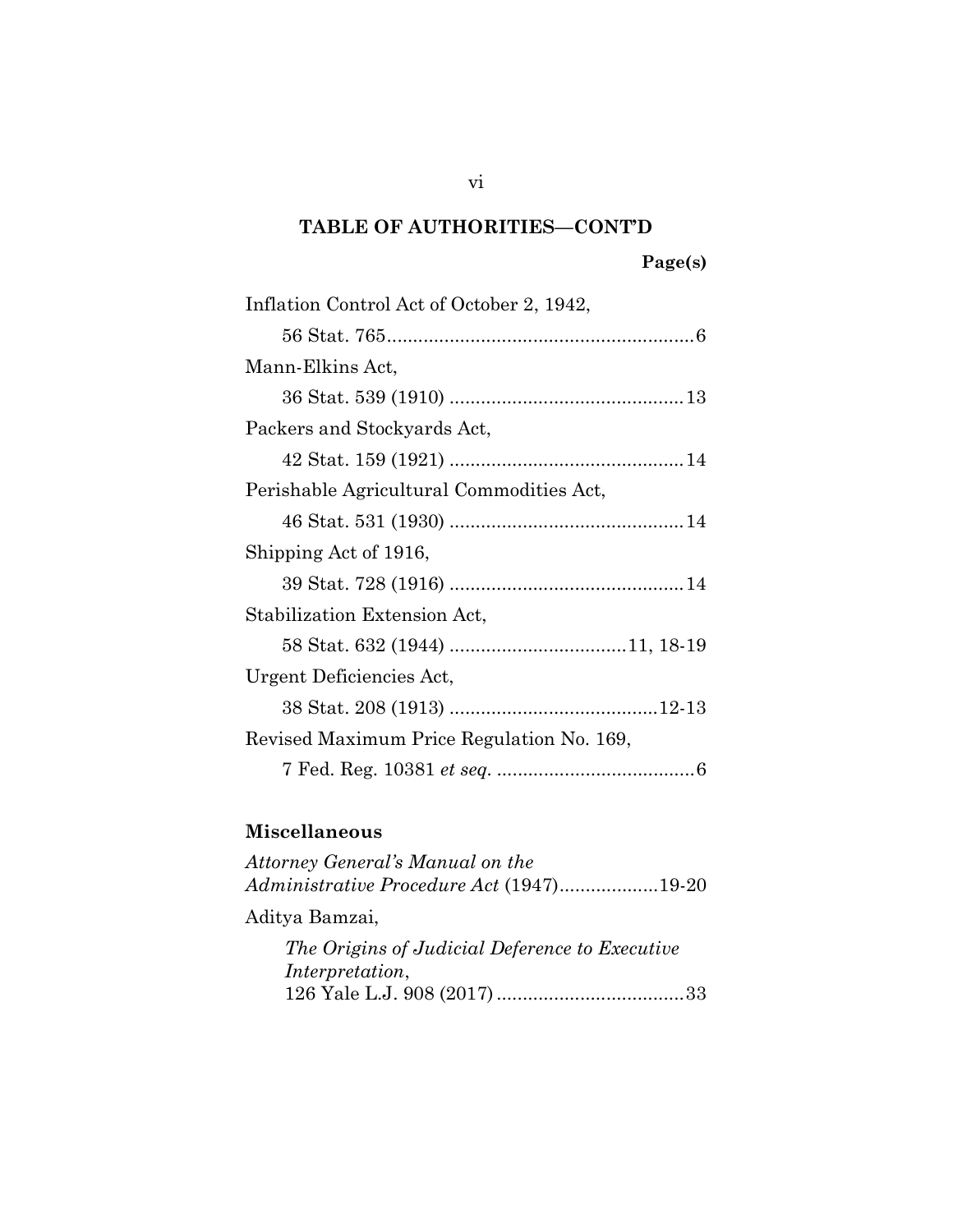## TABLE OF AUTHORITIES—CONT'D

**Page(s)**

Inflation Control Act of October 2, 1942,
 56 Stat. 765............................................................6

Mann-Elkins Act,
 36 Stat. 539 (1910) .............................................13

Packers and Stockyards Act,
 42 Stat. 159 (1921) .............................................14

Perishable Agricultural Commodities Act,
 46 Stat. 531 (1930) .............................................14

Shipping Act of 1916,
 39 Stat. 728 (1916) .............................................14

Stabilization Extension Act,
 58 Stat. 632 (1944) ..................................11, 18-19

Urgent Deficiencies Act,
 38 Stat. 208 (1913) ........................................12-13

Revised Maximum Price Regulation No. 169,
 7 Fed. Reg. 10381 *et seq.* .......................................6

### Miscellaneous

*Attorney General's Manual on the Administrative Procedure Act* (1947)...................19-20

Aditya Bamzai,
 *The Origins of Judicial Deference to Executive Interpretation*,
 126 Yale L.J. 908 (2017) ....................................33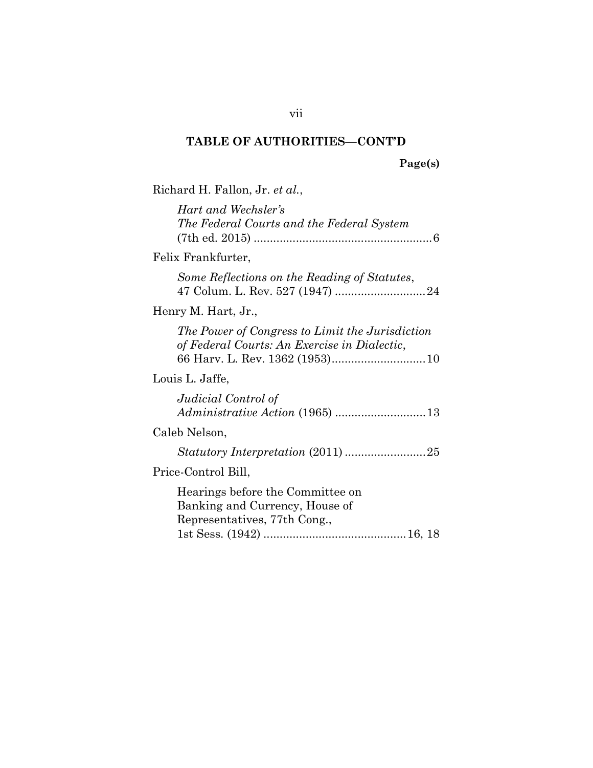## TABLE OF AUTHORITIES—CONT'D

**Page(s)**

Richard H. Fallon, Jr. *et al.*,

*Hart and Wechsler's The Federal Courts and the Federal System* (7th ed. 2015) .......................................................6

Felix Frankfurter,

*Some Reflections on the Reading of Statutes*, 47 Colum. L. Rev. 527 (1947) ............................24

Henry M. Hart, Jr.,

*The Power of Congress to Limit the Jurisdiction of Federal Courts: An Exercise in Dialectic*, 66 Harv. L. Rev. 1362 (1953)............................10

Louis L. Jaffe,

*Judicial Control of Administrative Action* (1965) ............................13

Caleb Nelson,

*Statutory Interpretation* (2011) .........................25

Price-Control Bill,

Hearings before the Committee on Banking and Currency, House of Representatives, 77th Cong., 1st Sess. (1942) ...........................................16, 18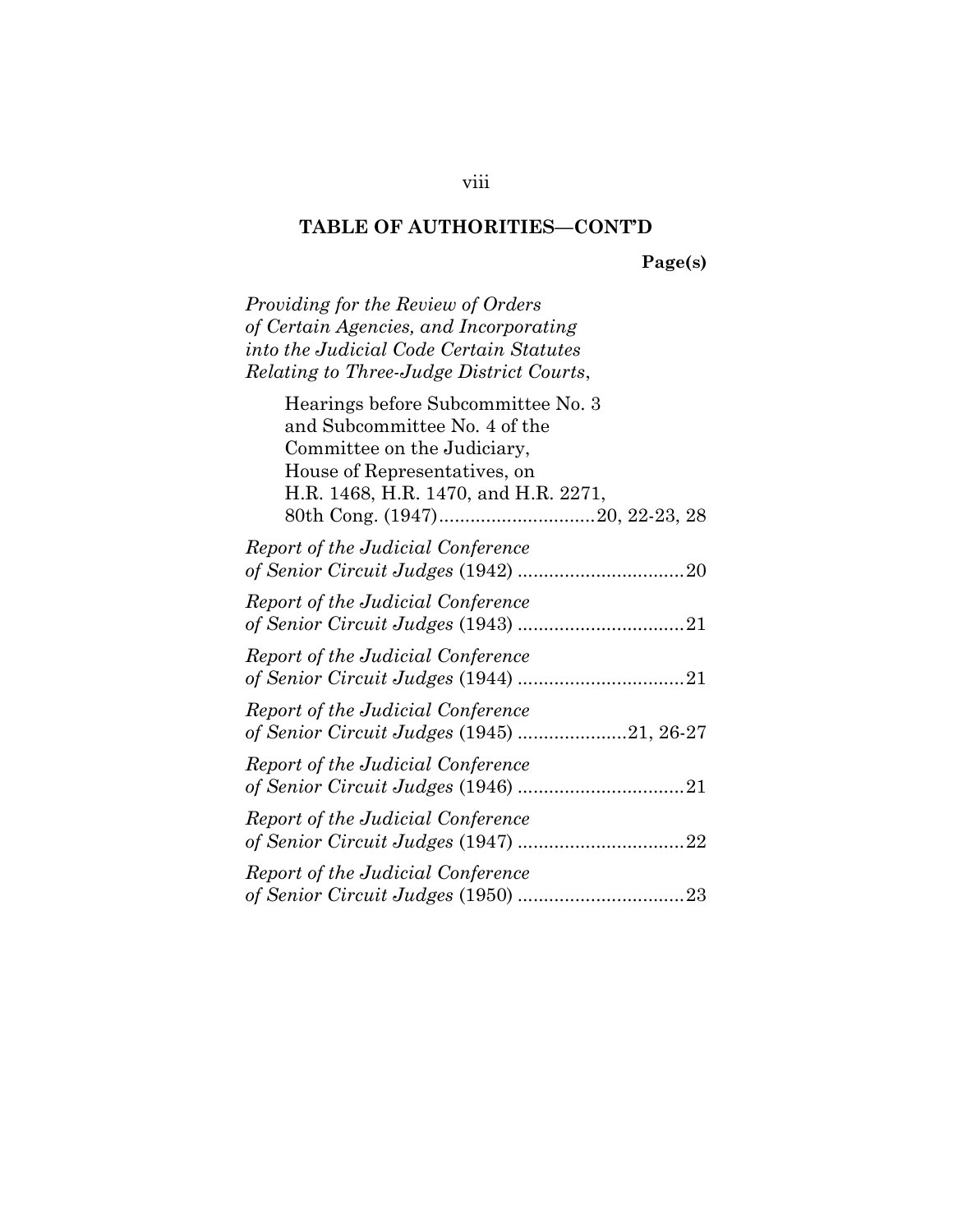**TABLE OF AUTHORITIES—CONT'D**

**Page(s)**

*Providing for the Review of Orders of Certain Agencies, and Incorporating into the Judicial Code Certain Statutes Relating to Three-Judge District Courts*,

Hearings before Subcommittee No. 3 and Subcommittee No. 4 of the Committee on the Judiciary, House of Representatives, on H.R. 1468, H.R. 1470, and H.R. 2271, 80th Cong. (1947) .............................. 20, 22-23, 28

*Report of the Judicial Conference of Senior Circuit Judges* (1942) ................................ 20

*Report of the Judicial Conference of Senior Circuit Judges* (1943) ................................ 21

*Report of the Judicial Conference of Senior Circuit Judges* (1944) ................................ 21

*Report of the Judicial Conference of Senior Circuit Judges* (1945) ..................... 21, 26-27

*Report of the Judicial Conference of Senior Circuit Judges* (1946) ................................ 21

*Report of the Judicial Conference of Senior Circuit Judges* (1947) ................................ 22

*Report of the Judicial Conference of Senior Circuit Judges* (1950) ................................ 23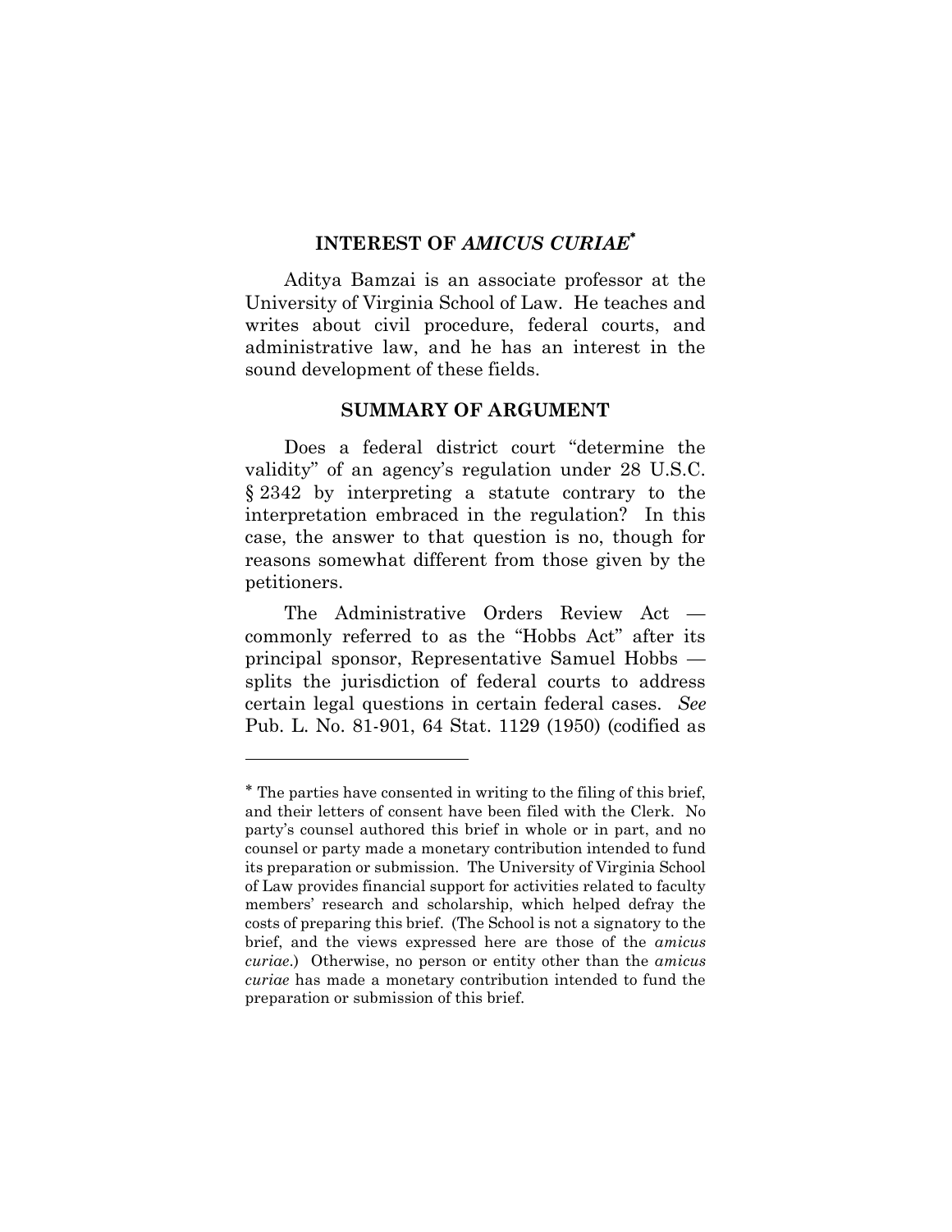## INTEREST OF *AMICUS CURIAE*[*]

Aditya Bamzai is an associate professor at the University of Virginia School of Law. He teaches and writes about civil procedure, federal courts, and administrative law, and he has an interest in the sound development of these fields.

## SUMMARY OF ARGUMENT

Does a federal district court "determine the validity" of an agency's regulation under 28 U.S.C. § 2342 by interpreting a statute contrary to the interpretation embraced in the regulation? In this case, the answer to that question is no, though for reasons somewhat different from those given by the petitioners.

The Administrative Orders Review Act — commonly referred to as the "Hobbs Act" after its principal sponsor, Representative Samuel Hobbs — splits the jurisdiction of federal courts to address certain legal questions in certain federal cases. *See* Pub. L. No. 81-901, 64 Stat. 1129 (1950) (codified as

---

[*] The parties have consented in writing to the filing of this brief, and their letters of consent have been filed with the Clerk. No party's counsel authored this brief in whole or in part, and no counsel or party made a monetary contribution intended to fund its preparation or submission. The University of Virginia School of Law provides financial support for activities related to faculty members' research and scholarship, which helped defray the costs of preparing this brief. (The School is not a signatory to the brief, and the views expressed here are those of the *amicus curiae*.) Otherwise, no person or entity other than the *amicus curiae* has made a monetary contribution intended to fund the preparation or submission of this brief.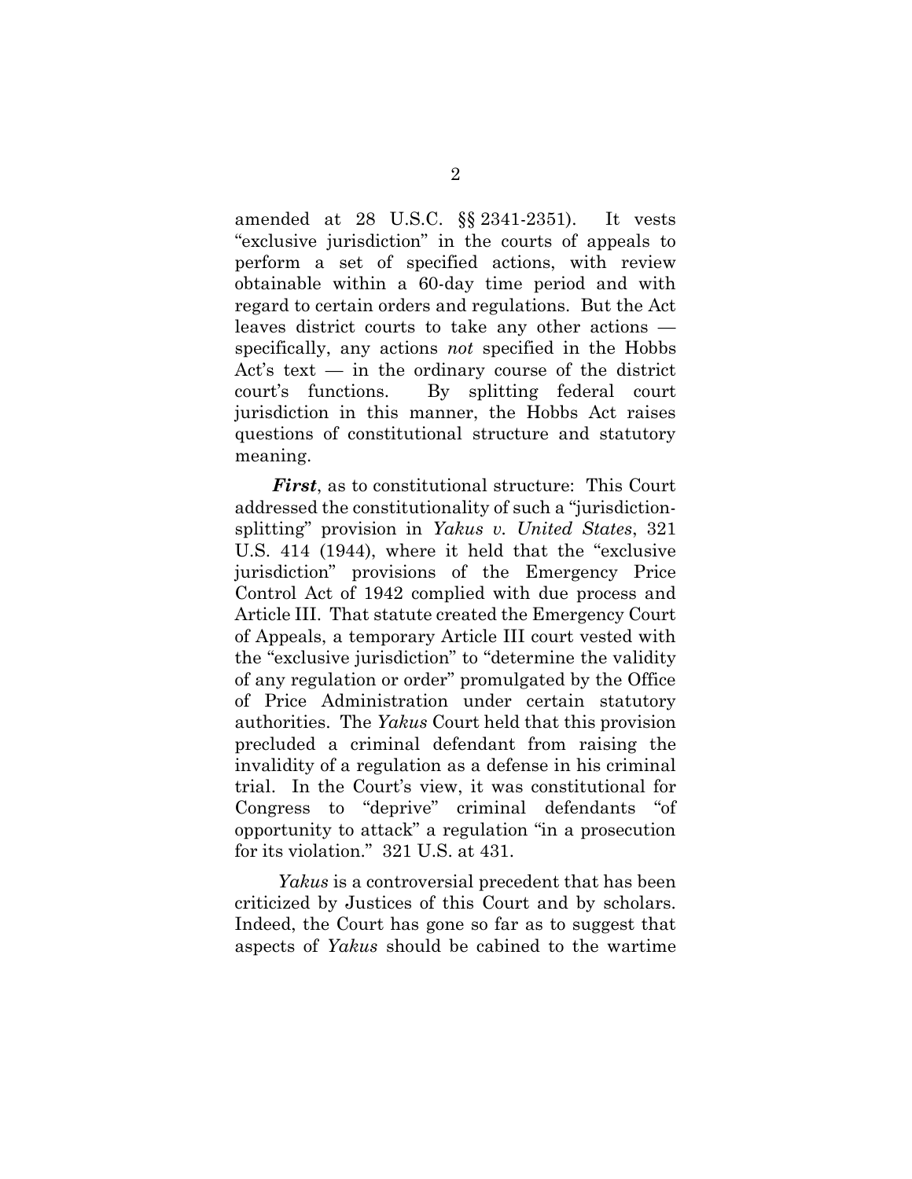amended at 28 U.S.C. §§ 2341-2351). It vests "exclusive jurisdiction" in the courts of appeals to perform a set of specified actions, with review obtainable within a 60-day time period and with regard to certain orders and regulations. But the Act leaves district courts to take any other actions — specifically, any actions *not* specified in the Hobbs Act's text — in the ordinary course of the district court's functions. By splitting federal court jurisdiction in this manner, the Hobbs Act raises questions of constitutional structure and statutory meaning.

***First***, as to constitutional structure: This Court addressed the constitutionality of such a "jurisdiction-splitting" provision in *Yakus v. United States*, 321 U.S. 414 (1944), where it held that the "exclusive jurisdiction" provisions of the Emergency Price Control Act of 1942 complied with due process and Article III. That statute created the Emergency Court of Appeals, a temporary Article III court vested with the "exclusive jurisdiction" to "determine the validity of any regulation or order" promulgated by the Office of Price Administration under certain statutory authorities. The *Yakus* Court held that this provision precluded a criminal defendant from raising the invalidity of a regulation as a defense in his criminal trial. In the Court's view, it was constitutional for Congress to "deprive" criminal defendants "of opportunity to attack" a regulation "in a prosecution for its violation." 321 U.S. at 431.

*Yakus* is a controversial precedent that has been criticized by Justices of this Court and by scholars. Indeed, the Court has gone so far as to suggest that aspects of *Yakus* should be cabined to the wartime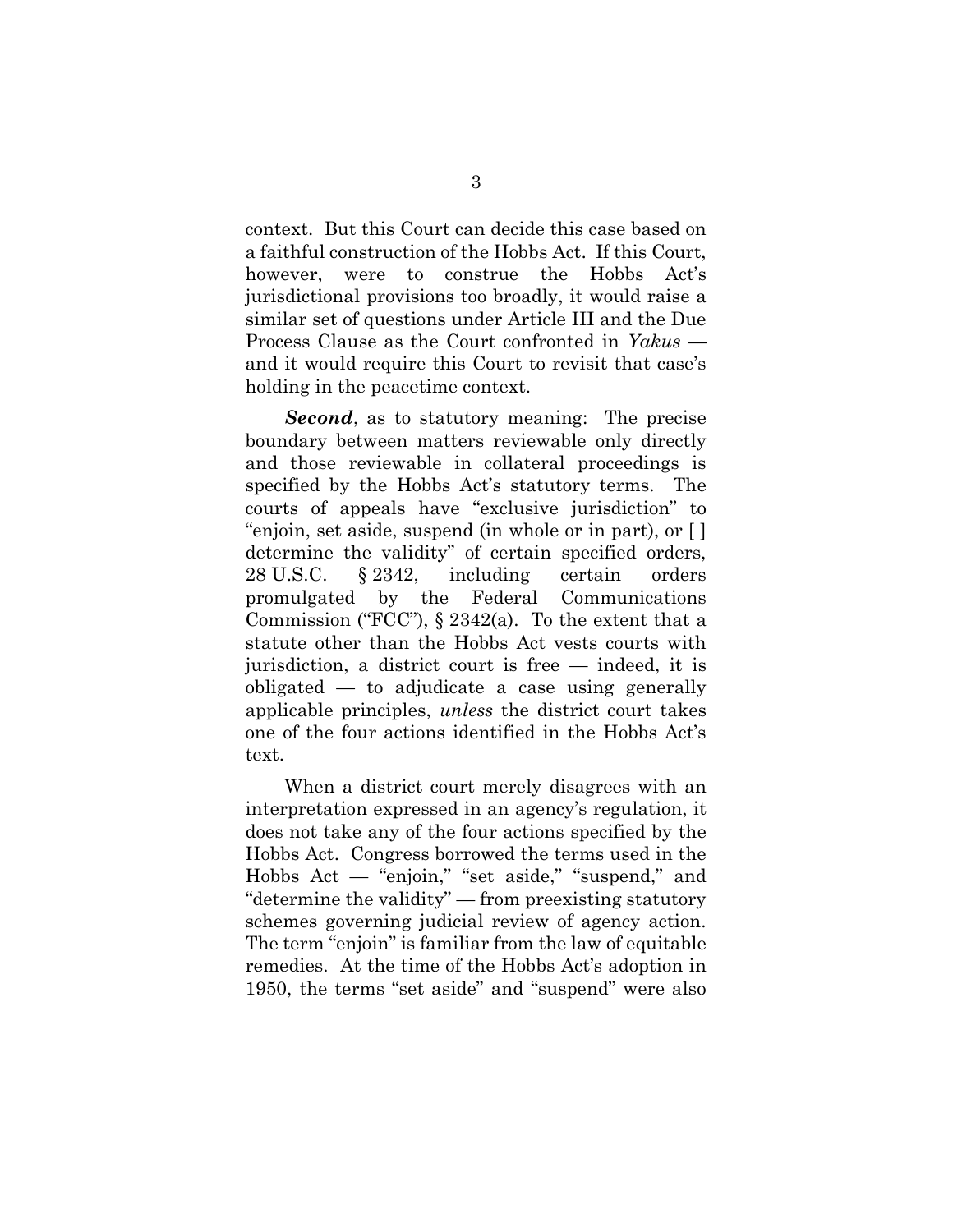context. But this Court can decide this case based on a faithful construction of the Hobbs Act. If this Court, however, were to construe the Hobbs Act's jurisdictional provisions too broadly, it would raise a similar set of questions under Article III and the Due Process Clause as the Court confronted in *Yakus* — and it would require this Court to revisit that case's holding in the peacetime context.

***Second***, as to statutory meaning: The precise boundary between matters reviewable only directly and those reviewable in collateral proceedings is specified by the Hobbs Act's statutory terms. The courts of appeals have "exclusive jurisdiction" to "enjoin, set aside, suspend (in whole or in part), or [ ] determine the validity" of certain specified orders, 28 U.S.C. § 2342, including certain orders promulgated by the Federal Communications Commission ("FCC"), § 2342(a). To the extent that a statute other than the Hobbs Act vests courts with jurisdiction, a district court is free — indeed, it is obligated — to adjudicate a case using generally applicable principles, *unless* the district court takes one of the four actions identified in the Hobbs Act's text.

When a district court merely disagrees with an interpretation expressed in an agency's regulation, it does not take any of the four actions specified by the Hobbs Act. Congress borrowed the terms used in the Hobbs Act — "enjoin," "set aside," "suspend," and "determine the validity" — from preexisting statutory schemes governing judicial review of agency action. The term "enjoin" is familiar from the law of equitable remedies. At the time of the Hobbs Act's adoption in 1950, the terms "set aside" and "suspend" were also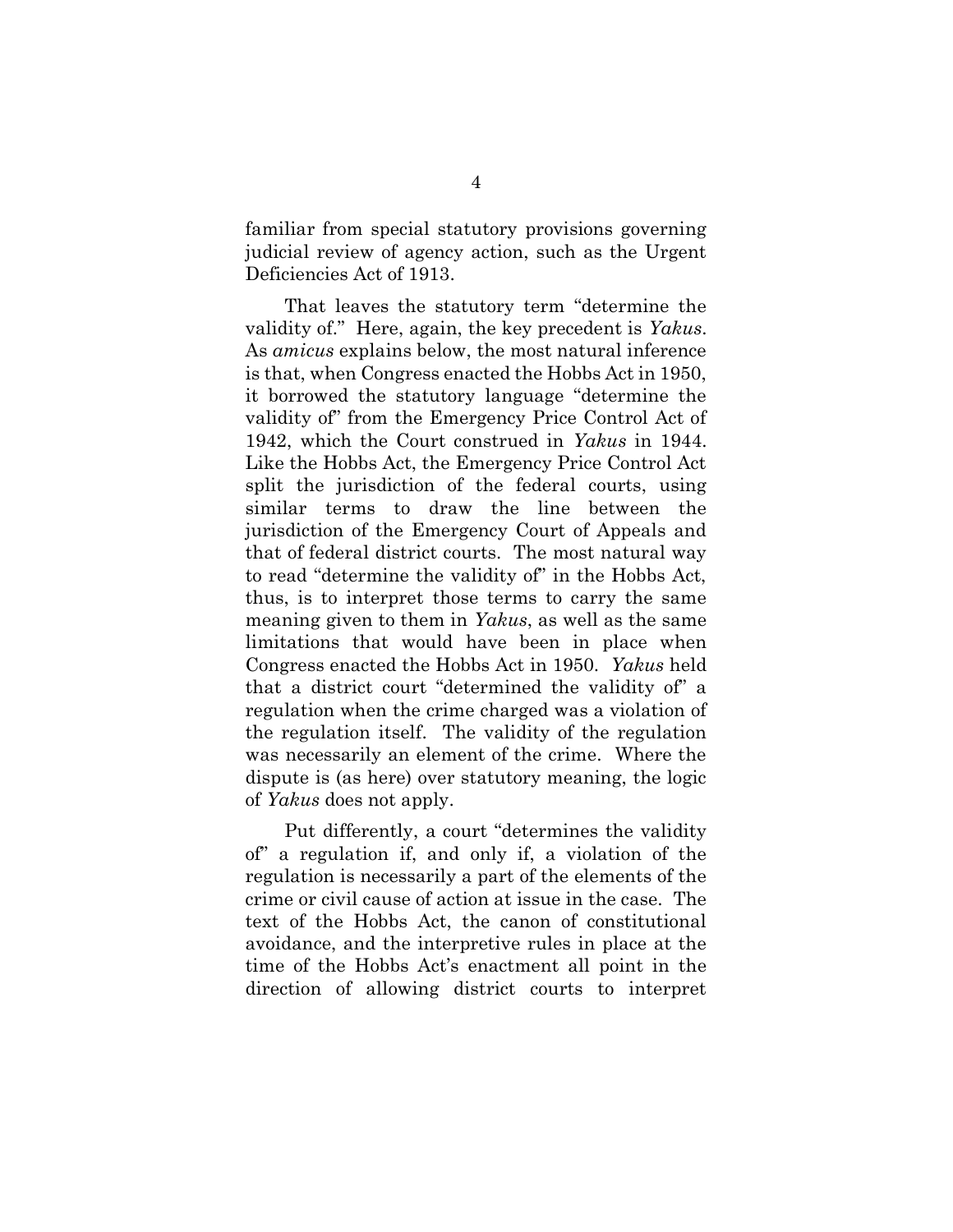familiar from special statutory provisions governing judicial review of agency action, such as the Urgent Deficiencies Act of 1913.

That leaves the statutory term "determine the validity of." Here, again, the key precedent is *Yakus*. As *amicus* explains below, the most natural inference is that, when Congress enacted the Hobbs Act in 1950, it borrowed the statutory language "determine the validity of" from the Emergency Price Control Act of 1942, which the Court construed in *Yakus* in 1944. Like the Hobbs Act, the Emergency Price Control Act split the jurisdiction of the federal courts, using similar terms to draw the line between the jurisdiction of the Emergency Court of Appeals and that of federal district courts. The most natural way to read "determine the validity of" in the Hobbs Act, thus, is to interpret those terms to carry the same meaning given to them in *Yakus*, as well as the same limitations that would have been in place when Congress enacted the Hobbs Act in 1950. *Yakus* held that a district court "determined the validity of" a regulation when the crime charged was a violation of the regulation itself. The validity of the regulation was necessarily an element of the crime. Where the dispute is (as here) over statutory meaning, the logic of *Yakus* does not apply.

Put differently, a court "determines the validity of" a regulation if, and only if, a violation of the regulation is necessarily a part of the elements of the crime or civil cause of action at issue in the case. The text of the Hobbs Act, the canon of constitutional avoidance, and the interpretive rules in place at the time of the Hobbs Act's enactment all point in the direction of allowing district courts to interpret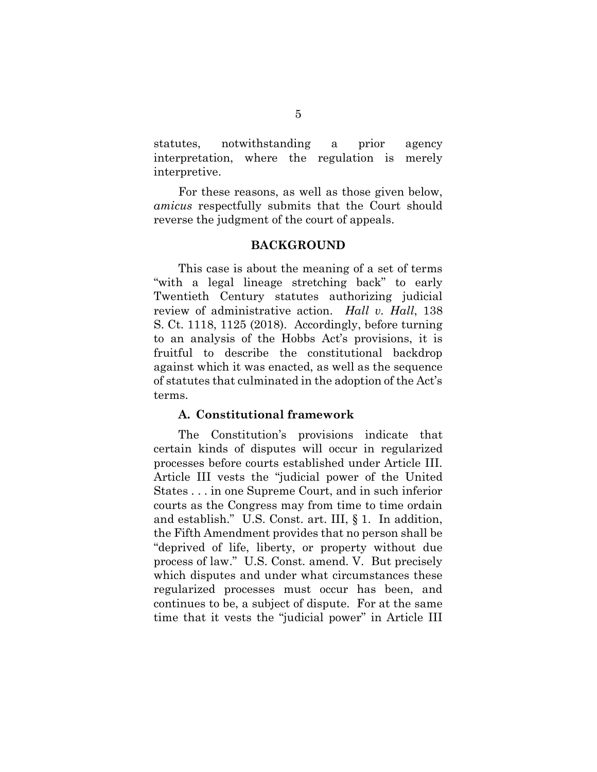statutes, notwithstanding a prior agency interpretation, where the regulation is merely interpretive.

For these reasons, as well as those given below, *amicus* respectfully submits that the Court should reverse the judgment of the court of appeals.

## BACKGROUND

This case is about the meaning of a set of terms "with a legal lineage stretching back" to early Twentieth Century statutes authorizing judicial review of administrative action. *Hall v. Hall*, 138 S. Ct. 1118, 1125 (2018). Accordingly, before turning to an analysis of the Hobbs Act's provisions, it is fruitful to describe the constitutional backdrop against which it was enacted, as well as the sequence of statutes that culminated in the adoption of the Act's terms.

### A. Constitutional framework

The Constitution's provisions indicate that certain kinds of disputes will occur in regularized processes before courts established under Article III. Article III vests the "judicial power of the United States . . . in one Supreme Court, and in such inferior courts as the Congress may from time to time ordain and establish." U.S. Const. art. III, § 1. In addition, the Fifth Amendment provides that no person shall be "deprived of life, liberty, or property without due process of law." U.S. Const. amend. V. But precisely which disputes and under what circumstances these regularized processes must occur has been, and continues to be, a subject of dispute. For at the same time that it vests the "judicial power" in Article III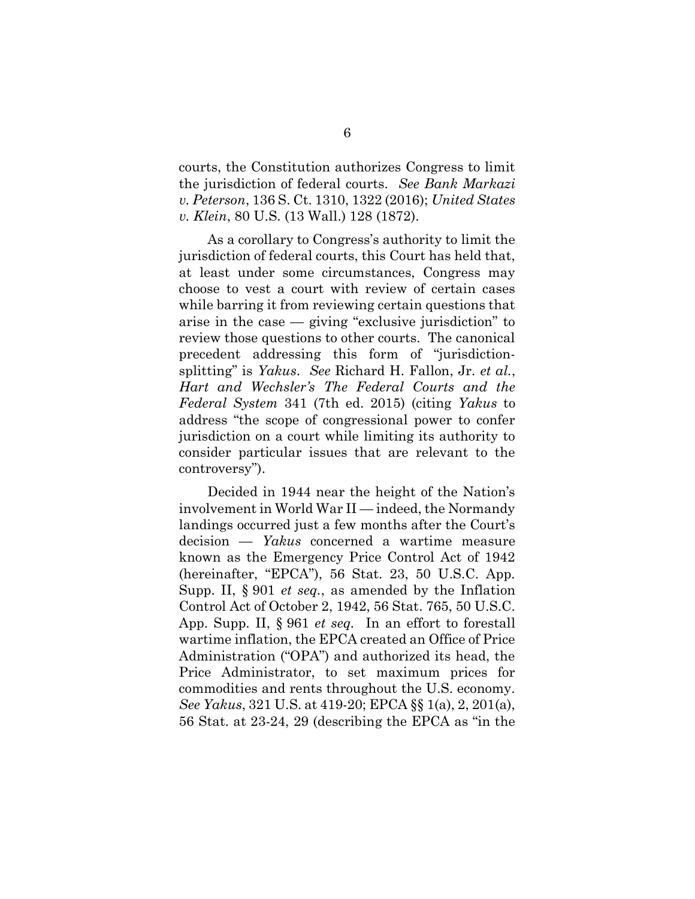courts, the Constitution authorizes Congress to limit the jurisdiction of federal courts. *See Bank Markazi v. Peterson*, 136 S. Ct. 1310, 1322 (2016); *United States v. Klein*, 80 U.S. (13 Wall.) 128 (1872).

As a corollary to Congress's authority to limit the jurisdiction of federal courts, this Court has held that, at least under some circumstances, Congress may choose to vest a court with review of certain cases while barring it from reviewing certain questions that arise in the case — giving "exclusive jurisdiction" to review those questions to other courts. The canonical precedent addressing this form of "jurisdiction-splitting" is *Yakus*. *See* Richard H. Fallon, Jr. *et al.*, *Hart and Wechsler's The Federal Courts and the Federal System* 341 (7th ed. 2015) (citing *Yakus* to address "the scope of congressional power to confer jurisdiction on a court while limiting its authority to consider particular issues that are relevant to the controversy").

Decided in 1944 near the height of the Nation's involvement in World War II — indeed, the Normandy landings occurred just a few months after the Court's decision — *Yakus* concerned a wartime measure known as the Emergency Price Control Act of 1942 (hereinafter, "EPCA"), 56 Stat. 23, 50 U.S.C. App. Supp. II, § 901 *et seq.*, as amended by the Inflation Control Act of October 2, 1942, 56 Stat. 765, 50 U.S.C. App. Supp. II, § 961 *et seq.* In an effort to forestall wartime inflation, the EPCA created an Office of Price Administration ("OPA") and authorized its head, the Price Administrator, to set maximum prices for commodities and rents throughout the U.S. economy. *See Yakus*, 321 U.S. at 419-20; EPCA §§ 1(a), 2, 201(a), 56 Stat. at 23-24, 29 (describing the EPCA as "in the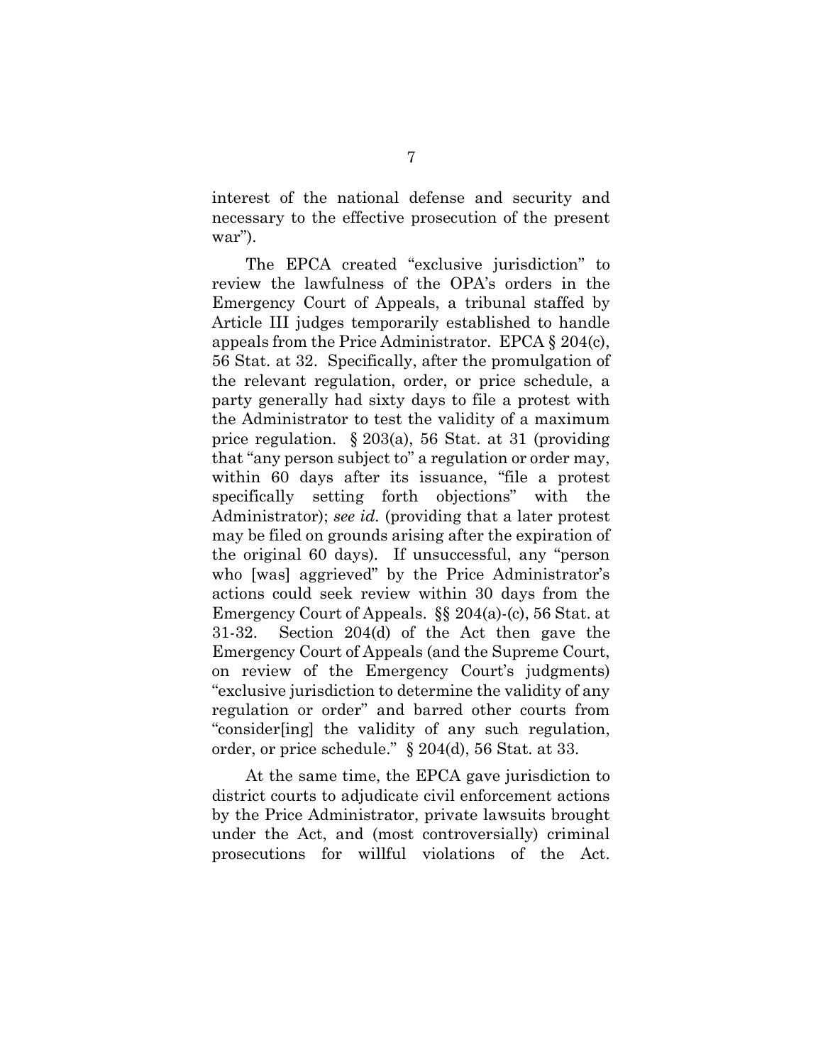interest of the national defense and security and necessary to the effective prosecution of the present war").

The EPCA created "exclusive jurisdiction" to review the lawfulness of the OPA's orders in the Emergency Court of Appeals, a tribunal staffed by Article III judges temporarily established to handle appeals from the Price Administrator. EPCA § 204(c), 56 Stat. at 32. Specifically, after the promulgation of the relevant regulation, order, or price schedule, a party generally had sixty days to file a protest with the Administrator to test the validity of a maximum price regulation. § 203(a), 56 Stat. at 31 (providing that "any person subject to" a regulation or order may, within 60 days after its issuance, "file a protest specifically setting forth objections" with the Administrator); *see id.* (providing that a later protest may be filed on grounds arising after the expiration of the original 60 days). If unsuccessful, any "person who [was] aggrieved" by the Price Administrator's actions could seek review within 30 days from the Emergency Court of Appeals. §§ 204(a)-(c), 56 Stat. at 31-32. Section 204(d) of the Act then gave the Emergency Court of Appeals (and the Supreme Court, on review of the Emergency Court's judgments) "exclusive jurisdiction to determine the validity of any regulation or order" and barred other courts from "consider[ing] the validity of any such regulation, order, or price schedule." § 204(d), 56 Stat. at 33.

At the same time, the EPCA gave jurisdiction to district courts to adjudicate civil enforcement actions by the Price Administrator, private lawsuits brought under the Act, and (most controversially) criminal prosecutions for willful violations of the Act.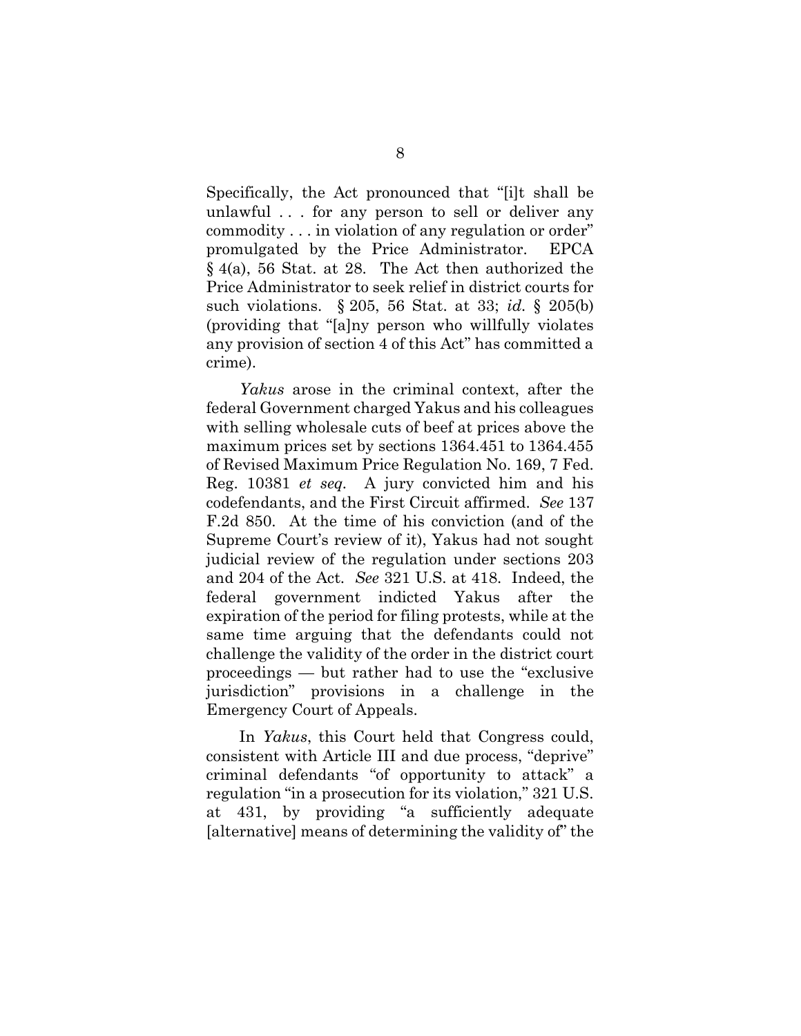Specifically, the Act pronounced that "[i]t shall be unlawful . . . for any person to sell or deliver any commodity . . . in violation of any regulation or order" promulgated by the Price Administrator. EPCA § 4(a), 56 Stat. at 28. The Act then authorized the Price Administrator to seek relief in district courts for such violations. § 205, 56 Stat. at 33; *id.* § 205(b) (providing that "[a]ny person who willfully violates any provision of section 4 of this Act" has committed a crime).

*Yakus* arose in the criminal context, after the federal Government charged Yakus and his colleagues with selling wholesale cuts of beef at prices above the maximum prices set by sections 1364.451 to 1364.455 of Revised Maximum Price Regulation No. 169, 7 Fed. Reg. 10381 *et seq.* A jury convicted him and his codefendants, and the First Circuit affirmed. *See* 137 F.2d 850. At the time of his conviction (and of the Supreme Court's review of it), Yakus had not sought judicial review of the regulation under sections 203 and 204 of the Act. *See* 321 U.S. at 418. Indeed, the federal government indicted Yakus after the expiration of the period for filing protests, while at the same time arguing that the defendants could not challenge the validity of the order in the district court proceedings — but rather had to use the "exclusive jurisdiction" provisions in a challenge in the Emergency Court of Appeals.

In *Yakus*, this Court held that Congress could, consistent with Article III and due process, "deprive" criminal defendants "of opportunity to attack" a regulation "in a prosecution for its violation," 321 U.S. at 431, by providing "a sufficiently adequate [alternative] means of determining the validity of" the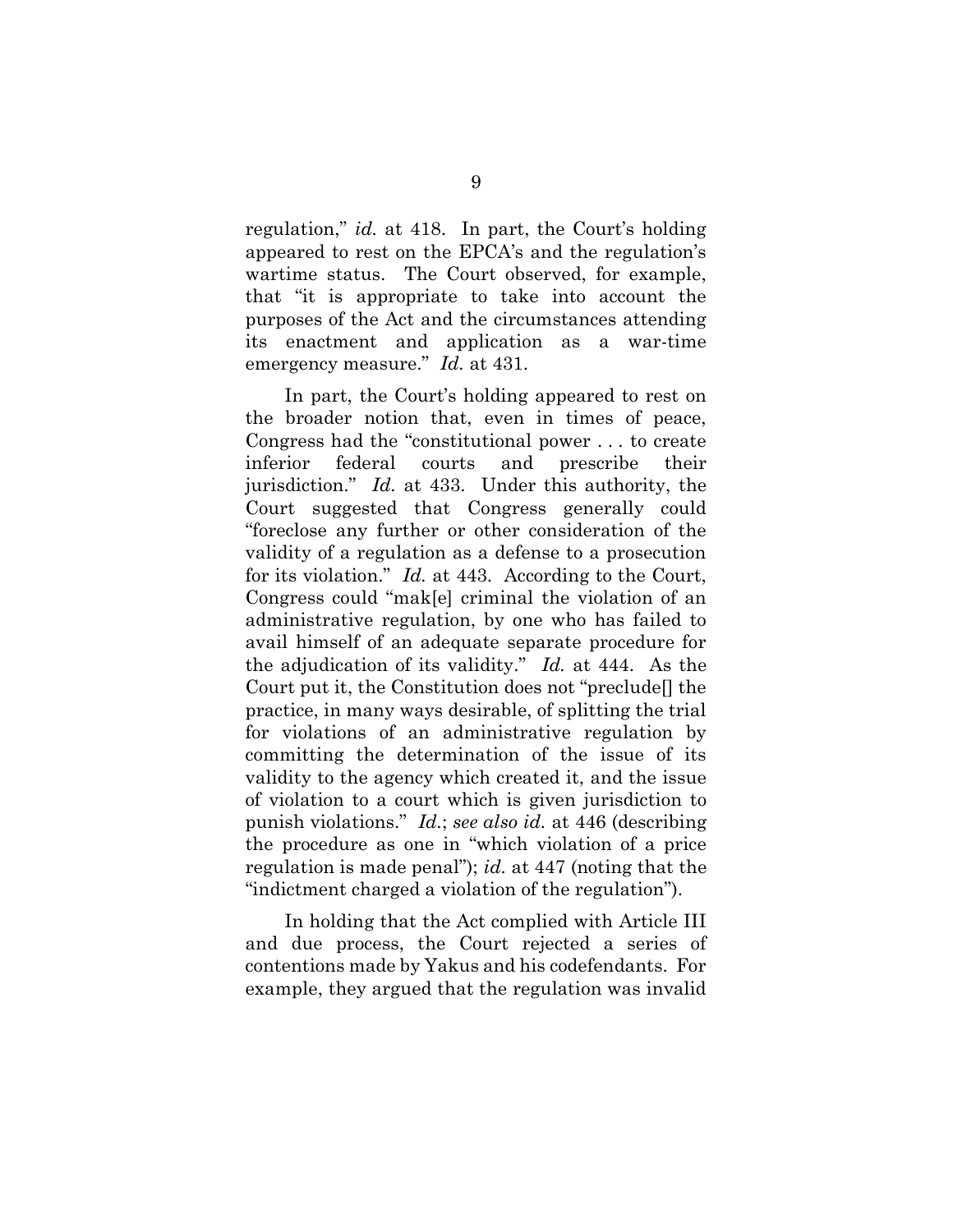regulation," *id.* at 418. In part, the Court's holding appeared to rest on the EPCA's and the regulation's wartime status. The Court observed, for example, that "it is appropriate to take into account the purposes of the Act and the circumstances attending its enactment and application as a war-time emergency measure." *Id.* at 431.

In part, the Court's holding appeared to rest on the broader notion that, even in times of peace, Congress had the "constitutional power . . . to create inferior federal courts and prescribe their jurisdiction." *Id.* at 433. Under this authority, the Court suggested that Congress generally could "foreclose any further or other consideration of the validity of a regulation as a defense to a prosecution for its violation." *Id.* at 443. According to the Court, Congress could "mak[e] criminal the violation of an administrative regulation, by one who has failed to avail himself of an adequate separate procedure for the adjudication of its validity." *Id.* at 444. As the Court put it, the Constitution does not "preclude[] the practice, in many ways desirable, of splitting the trial for violations of an administrative regulation by committing the determination of the issue of its validity to the agency which created it, and the issue of violation to a court which is given jurisdiction to punish violations." *Id.*; *see also id.* at 446 (describing the procedure as one in "which violation of a price regulation is made penal"); *id.* at 447 (noting that the "indictment charged a violation of the regulation").

In holding that the Act complied with Article III and due process, the Court rejected a series of contentions made by Yakus and his codefendants. For example, they argued that the regulation was invalid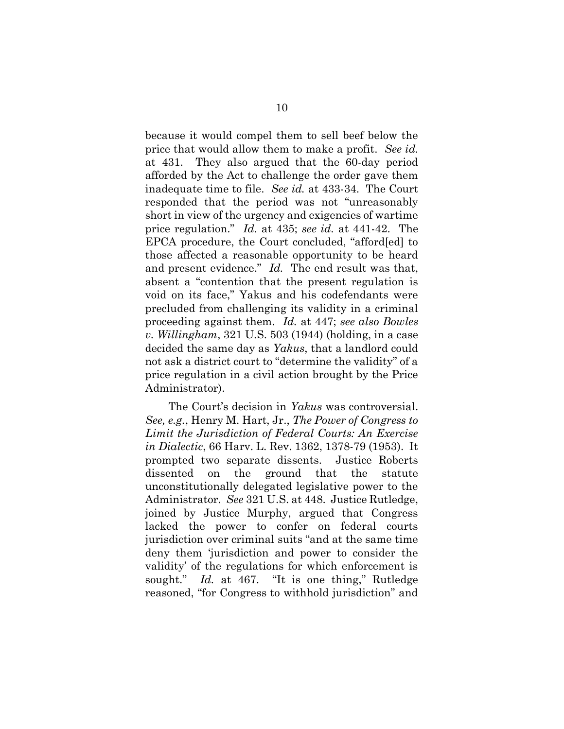because it would compel them to sell beef below the price that would allow them to make a profit. *See id.* at 431. They also argued that the 60-day period afforded by the Act to challenge the order gave them inadequate time to file. *See id.* at 433-34. The Court responded that the period was not "unreasonably short in view of the urgency and exigencies of wartime price regulation." *Id.* at 435; *see id.* at 441-42. The EPCA procedure, the Court concluded, "afford[ed] to those affected a reasonable opportunity to be heard and present evidence." *Id.* The end result was that, absent a "contention that the present regulation is void on its face," Yakus and his codefendants were precluded from challenging its validity in a criminal proceeding against them. *Id.* at 447; *see also Bowles v. Willingham*, 321 U.S. 503 (1944) (holding, in a case decided the same day as *Yakus*, that a landlord could not ask a district court to "determine the validity" of a price regulation in a civil action brought by the Price Administrator).

The Court's decision in *Yakus* was controversial. *See, e.g.*, Henry M. Hart, Jr., *The Power of Congress to Limit the Jurisdiction of Federal Courts: An Exercise in Dialectic*, 66 Harv. L. Rev. 1362, 1378-79 (1953). It prompted two separate dissents. Justice Roberts dissented on the ground that the statute unconstitutionally delegated legislative power to the Administrator. *See* 321 U.S. at 448. Justice Rutledge, joined by Justice Murphy, argued that Congress lacked the power to confer on federal courts jurisdiction over criminal suits "and at the same time deny them 'jurisdiction and power to consider the validity' of the regulations for which enforcement is sought." *Id.* at 467. "It is one thing," Rutledge reasoned, "for Congress to withhold jurisdiction" and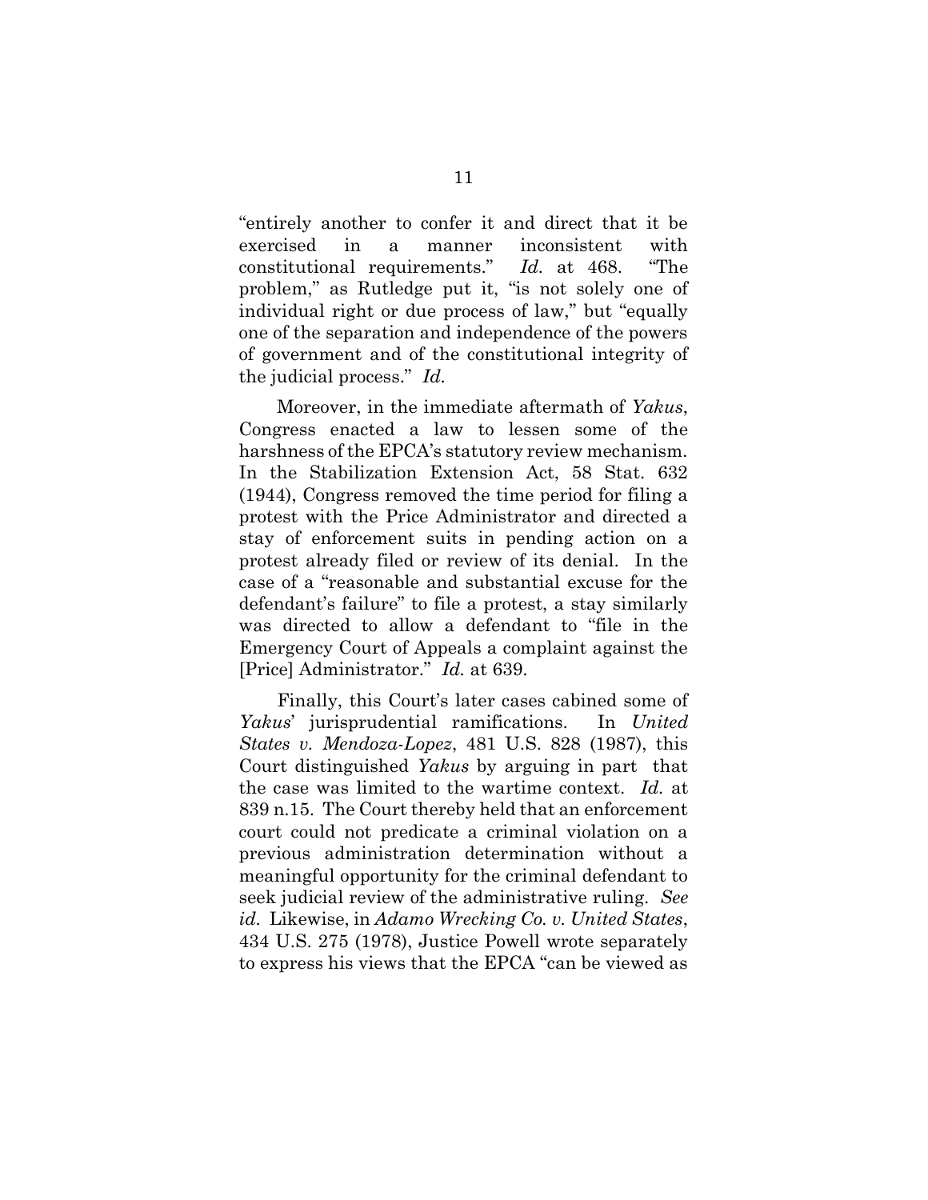"entirely another to confer it and direct that it be exercised in a manner inconsistent with constitutional requirements." *Id.* at 468. "The problem," as Rutledge put it, "is not solely one of individual right or due process of law," but "equally one of the separation and independence of the powers of government and of the constitutional integrity of the judicial process." *Id.*

Moreover, in the immediate aftermath of *Yakus*, Congress enacted a law to lessen some of the harshness of the EPCA's statutory review mechanism. In the Stabilization Extension Act, 58 Stat. 632 (1944), Congress removed the time period for filing a protest with the Price Administrator and directed a stay of enforcement suits in pending action on a protest already filed or review of its denial. In the case of a "reasonable and substantial excuse for the defendant's failure" to file a protest, a stay similarly was directed to allow a defendant to "file in the Emergency Court of Appeals a complaint against the [Price] Administrator." *Id.* at 639.

Finally, this Court's later cases cabined some of *Yakus*' jurisprudential ramifications. In *United States v. Mendoza-Lopez*, 481 U.S. 828 (1987), this Court distinguished *Yakus* by arguing in part that the case was limited to the wartime context. *Id.* at 839 n.15. The Court thereby held that an enforcement court could not predicate a criminal violation on a previous administration determination without a meaningful opportunity for the criminal defendant to seek judicial review of the administrative ruling. *See id.* Likewise, in *Adamo Wrecking Co. v. United States*, 434 U.S. 275 (1978), Justice Powell wrote separately to express his views that the EPCA "can be viewed as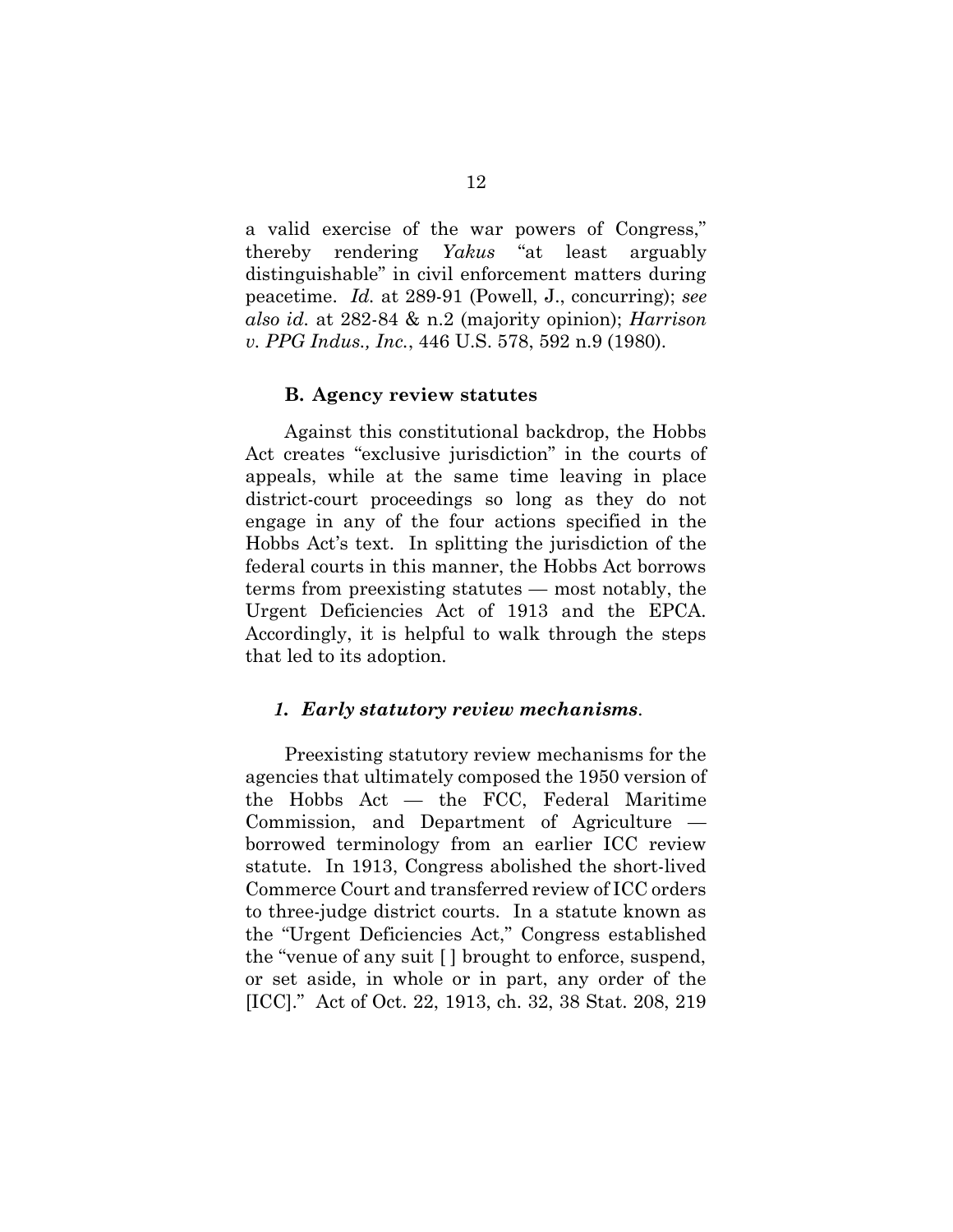a valid exercise of the war powers of Congress," thereby rendering *Yakus* "at least arguably distinguishable" in civil enforcement matters during peacetime. *Id.* at 289-91 (Powell, J., concurring); *see also id.* at 282-84 & n.2 (majority opinion); *Harrison v. PPG Indus., Inc.*, 446 U.S. 578, 592 n.9 (1980).

### B. Agency review statutes

Against this constitutional backdrop, the Hobbs Act creates "exclusive jurisdiction" in the courts of appeals, while at the same time leaving in place district-court proceedings so long as they do not engage in any of the four actions specified in the Hobbs Act's text. In splitting the jurisdiction of the federal courts in this manner, the Hobbs Act borrows terms from preexisting statutes — most notably, the Urgent Deficiencies Act of 1913 and the EPCA. Accordingly, it is helpful to walk through the steps that led to its adoption.

#### *1. Early statutory review mechanisms.*

Preexisting statutory review mechanisms for the agencies that ultimately composed the 1950 version of the Hobbs Act — the FCC, Federal Maritime Commission, and Department of Agriculture — borrowed terminology from an earlier ICC review statute. In 1913, Congress abolished the short-lived Commerce Court and transferred review of ICC orders to three-judge district courts. In a statute known as the "Urgent Deficiencies Act," Congress established the "venue of any suit [ ] brought to enforce, suspend, or set aside, in whole or in part, any order of the [ICC]." Act of Oct. 22, 1913, ch. 32, 38 Stat. 208, 219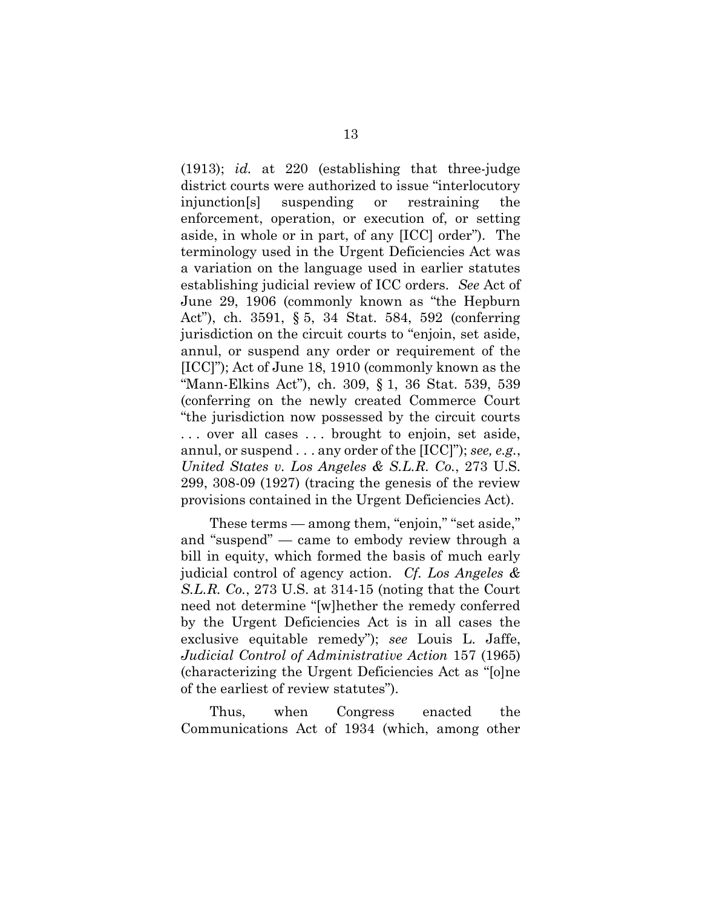(1913); *id.* at 220 (establishing that three-judge district courts were authorized to issue "interlocutory injunction[s] suspending or restraining the enforcement, operation, or execution of, or setting aside, in whole or in part, of any [ICC] order"). The terminology used in the Urgent Deficiencies Act was a variation on the language used in earlier statutes establishing judicial review of ICC orders. *See* Act of June 29, 1906 (commonly known as "the Hepburn Act"), ch. 3591, § 5, 34 Stat. 584, 592 (conferring jurisdiction on the circuit courts to "enjoin, set aside, annul, or suspend any order or requirement of the [ICC]"); Act of June 18, 1910 (commonly known as the "Mann-Elkins Act"), ch. 309, § 1, 36 Stat. 539, 539 (conferring on the newly created Commerce Court "the jurisdiction now possessed by the circuit courts . . . over all cases . . . brought to enjoin, set aside, annul, or suspend . . . any order of the [ICC]"); *see, e.g.*, *United States v. Los Angeles & S.L.R. Co.*, 273 U.S. 299, 308-09 (1927) (tracing the genesis of the review provisions contained in the Urgent Deficiencies Act).

These terms — among them, "enjoin," "set aside," and "suspend" — came to embody review through a bill in equity, which formed the basis of much early judicial control of agency action. *Cf. Los Angeles & S.L.R. Co.*, 273 U.S. at 314-15 (noting that the Court need not determine "[w]hether the remedy conferred by the Urgent Deficiencies Act is in all cases the exclusive equitable remedy"); *see* Louis L. Jaffe, *Judicial Control of Administrative Action* 157 (1965) (characterizing the Urgent Deficiencies Act as "[o]ne of the earliest of review statutes").

Thus, when Congress enacted the Communications Act of 1934 (which, among other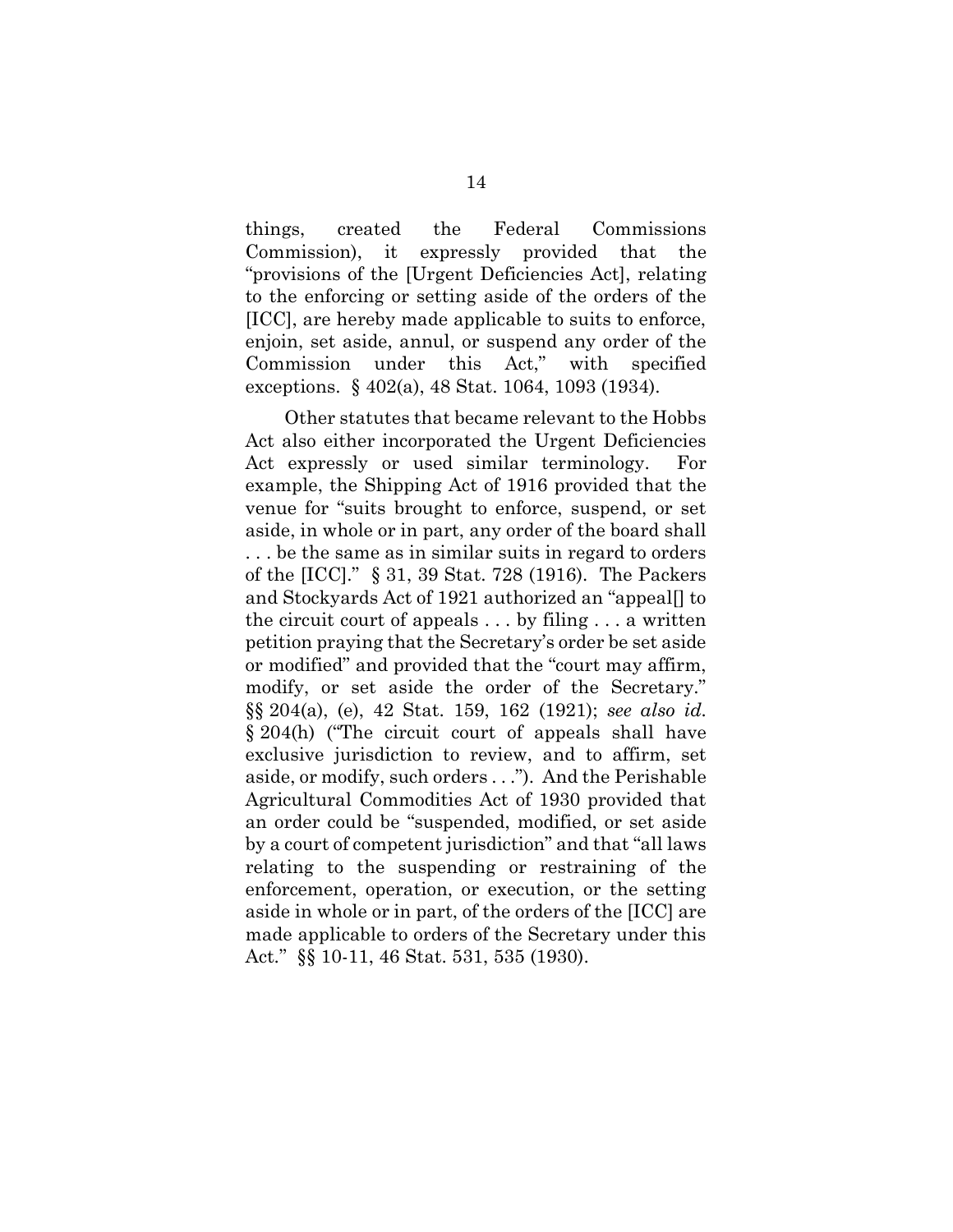things, created the Federal Commissions Commission), it expressly provided that the "provisions of the [Urgent Deficiencies Act], relating to the enforcing or setting aside of the orders of the [ICC], are hereby made applicable to suits to enforce, enjoin, set aside, annul, or suspend any order of the Commission under this Act," with specified exceptions. § 402(a), 48 Stat. 1064, 1093 (1934).

Other statutes that became relevant to the Hobbs Act also either incorporated the Urgent Deficiencies Act expressly or used similar terminology. For example, the Shipping Act of 1916 provided that the venue for "suits brought to enforce, suspend, or set aside, in whole or in part, any order of the board shall . . . be the same as in similar suits in regard to orders of the [ICC]." § 31, 39 Stat. 728 (1916). The Packers and Stockyards Act of 1921 authorized an "appeal[] to the circuit court of appeals . . . by filing . . . a written petition praying that the Secretary's order be set aside or modified" and provided that the "court may affirm, modify, or set aside the order of the Secretary." §§ 204(a), (e), 42 Stat. 159, 162 (1921); *see also id.* § 204(h) ("The circuit court of appeals shall have exclusive jurisdiction to review, and to affirm, set aside, or modify, such orders . . ."). And the Perishable Agricultural Commodities Act of 1930 provided that an order could be "suspended, modified, or set aside by a court of competent jurisdiction" and that "all laws relating to the suspending or restraining of the enforcement, operation, or execution, or the setting aside in whole or in part, of the orders of the [ICC] are made applicable to orders of the Secretary under this Act." §§ 10-11, 46 Stat. 531, 535 (1930).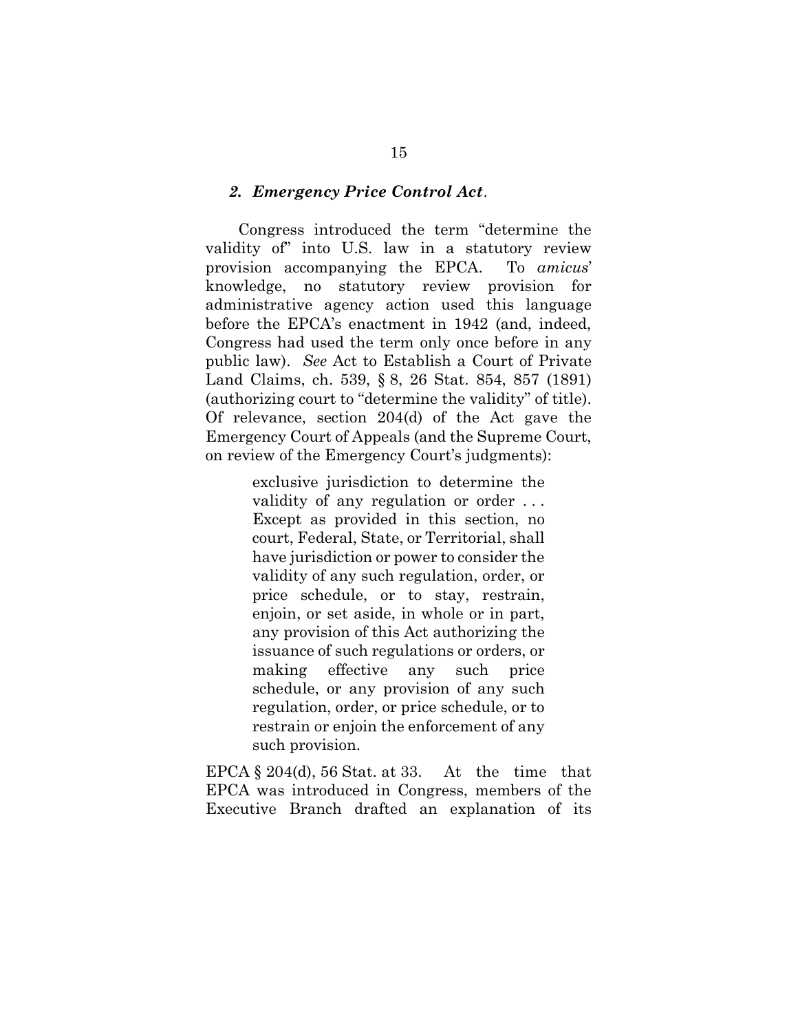### *2. Emergency Price Control Act*.

Congress introduced the term "determine the validity of" into U.S. law in a statutory review provision accompanying the EPCA. To *amicus*' knowledge, no statutory review provision for administrative agency action used this language before the EPCA's enactment in 1942 (and, indeed, Congress had used the term only once before in any public law). *See* Act to Establish a Court of Private Land Claims, ch. 539, § 8, 26 Stat. 854, 857 (1891) (authorizing court to "determine the validity" of title). Of relevance, section 204(d) of the Act gave the Emergency Court of Appeals (and the Supreme Court, on review of the Emergency Court's judgments):

> exclusive jurisdiction to determine the validity of any regulation or order . . . Except as provided in this section, no court, Federal, State, or Territorial, shall have jurisdiction or power to consider the validity of any such regulation, order, or price schedule, or to stay, restrain, enjoin, or set aside, in whole or in part, any provision of this Act authorizing the issuance of such regulations or orders, or making effective any such price schedule, or any provision of any such regulation, order, or price schedule, or to restrain or enjoin the enforcement of any such provision.

EPCA § 204(d), 56 Stat. at 33. At the time that EPCA was introduced in Congress, members of the Executive Branch drafted an explanation of its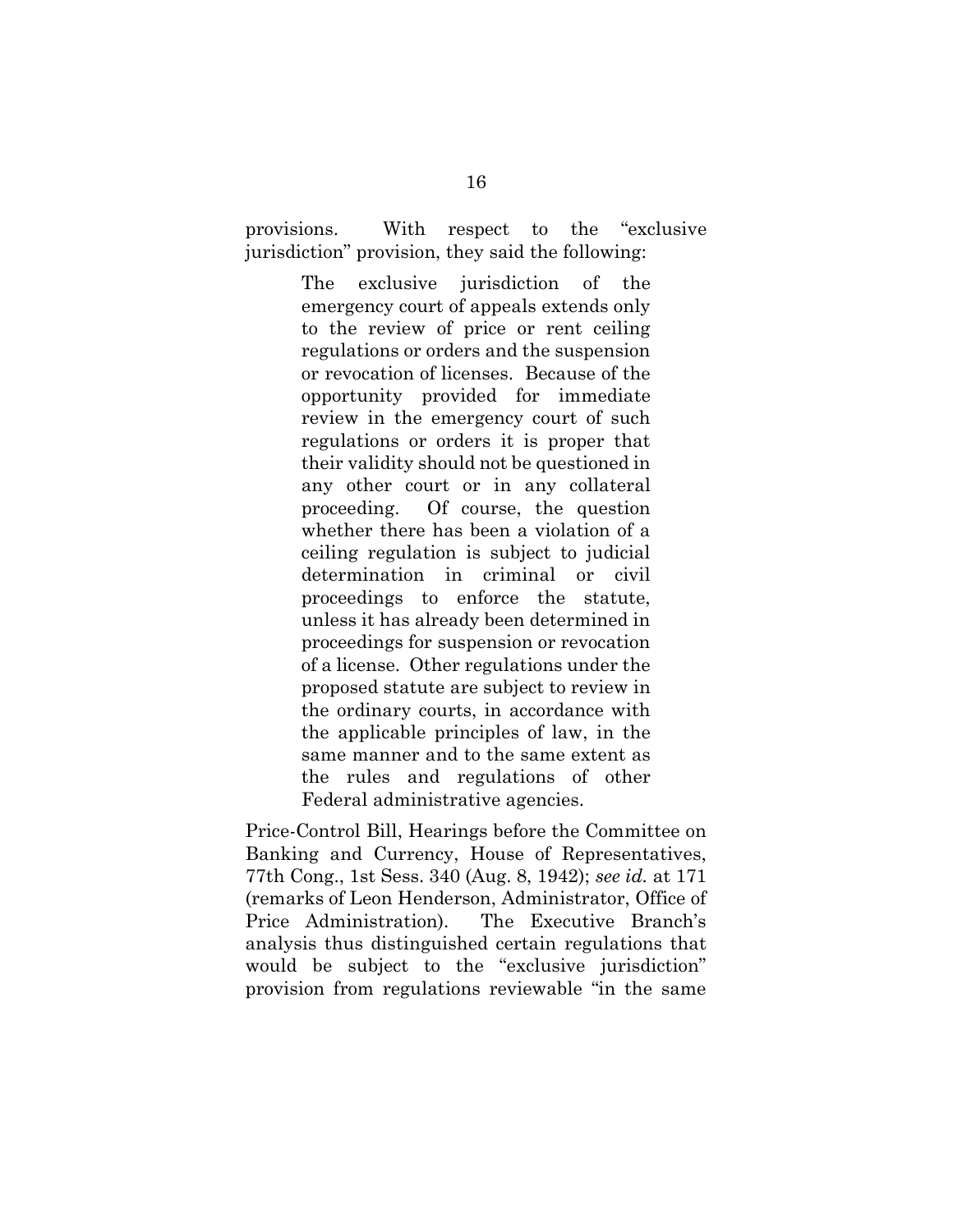provisions. With respect to the "exclusive jurisdiction" provision, they said the following:

> The exclusive jurisdiction of the emergency court of appeals extends only to the review of price or rent ceiling regulations or orders and the suspension or revocation of licenses. Because of the opportunity provided for immediate review in the emergency court of such regulations or orders it is proper that their validity should not be questioned in any other court or in any collateral proceeding. Of course, the question whether there has been a violation of a ceiling regulation is subject to judicial determination in criminal or civil proceedings to enforce the statute, unless it has already been determined in proceedings for suspension or revocation of a license. Other regulations under the proposed statute are subject to review in the ordinary courts, in accordance with the applicable principles of law, in the same manner and to the same extent as the rules and regulations of other Federal administrative agencies.

Price-Control Bill, Hearings before the Committee on Banking and Currency, House of Representatives, 77th Cong., 1st Sess. 340 (Aug. 8, 1942); *see id.* at 171 (remarks of Leon Henderson, Administrator, Office of Price Administration). The Executive Branch's analysis thus distinguished certain regulations that would be subject to the "exclusive jurisdiction" provision from regulations reviewable "in the same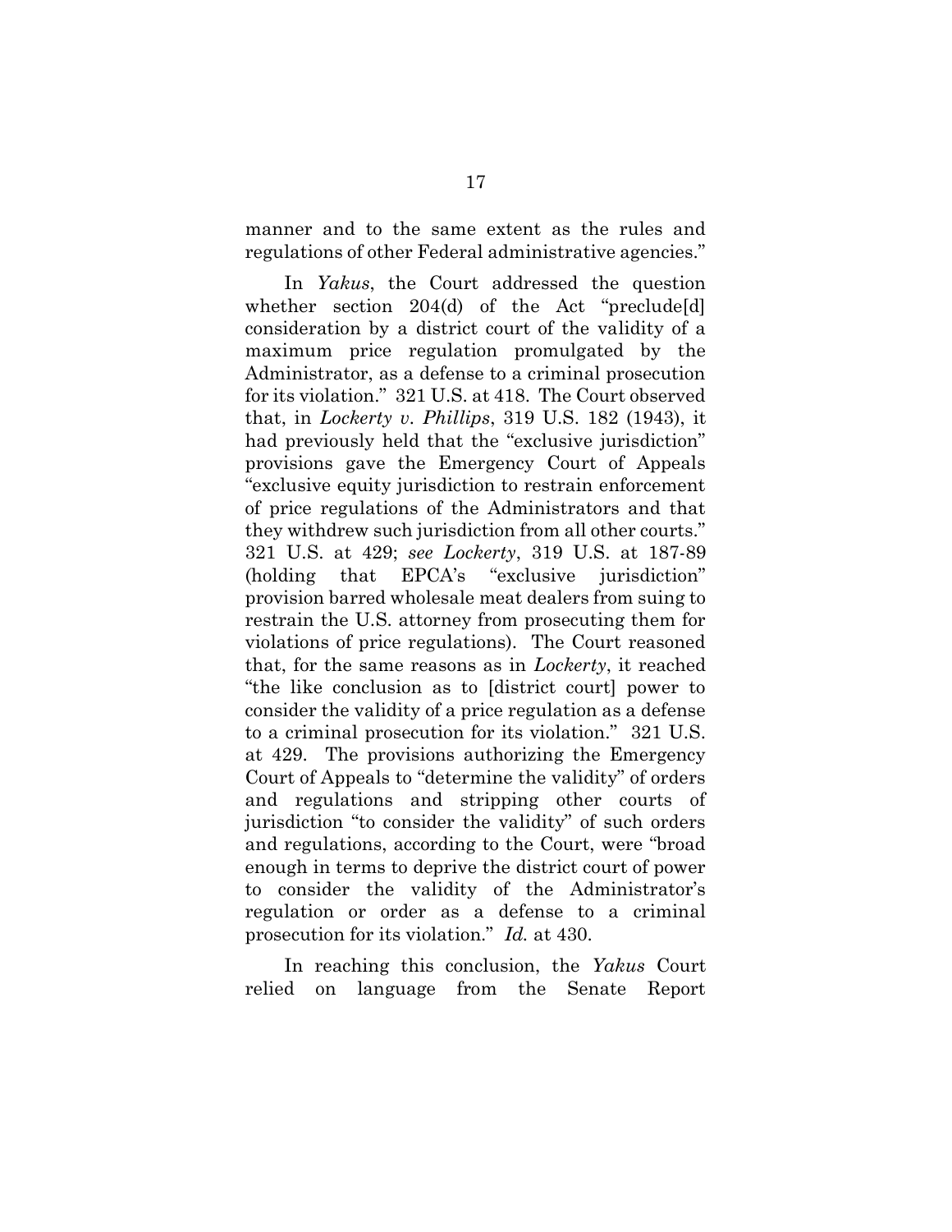manner and to the same extent as the rules and regulations of other Federal administrative agencies."

In *Yakus*, the Court addressed the question whether section 204(d) of the Act "preclude[d] consideration by a district court of the validity of a maximum price regulation promulgated by the Administrator, as a defense to a criminal prosecution for its violation." 321 U.S. at 418. The Court observed that, in *Lockerty v. Phillips*, 319 U.S. 182 (1943), it had previously held that the "exclusive jurisdiction" provisions gave the Emergency Court of Appeals "exclusive equity jurisdiction to restrain enforcement of price regulations of the Administrators and that they withdrew such jurisdiction from all other courts." 321 U.S. at 429; *see Lockerty*, 319 U.S. at 187-89 (holding that EPCA's "exclusive jurisdiction" provision barred wholesale meat dealers from suing to restrain the U.S. attorney from prosecuting them for violations of price regulations). The Court reasoned that, for the same reasons as in *Lockerty*, it reached "the like conclusion as to [district court] power to consider the validity of a price regulation as a defense to a criminal prosecution for its violation." 321 U.S. at 429. The provisions authorizing the Emergency Court of Appeals to "determine the validity" of orders and regulations and stripping other courts of jurisdiction "to consider the validity" of such orders and regulations, according to the Court, were "broad enough in terms to deprive the district court of power to consider the validity of the Administrator's regulation or order as a defense to a criminal prosecution for its violation." *Id.* at 430.

In reaching this conclusion, the *Yakus* Court relied on language from the Senate Report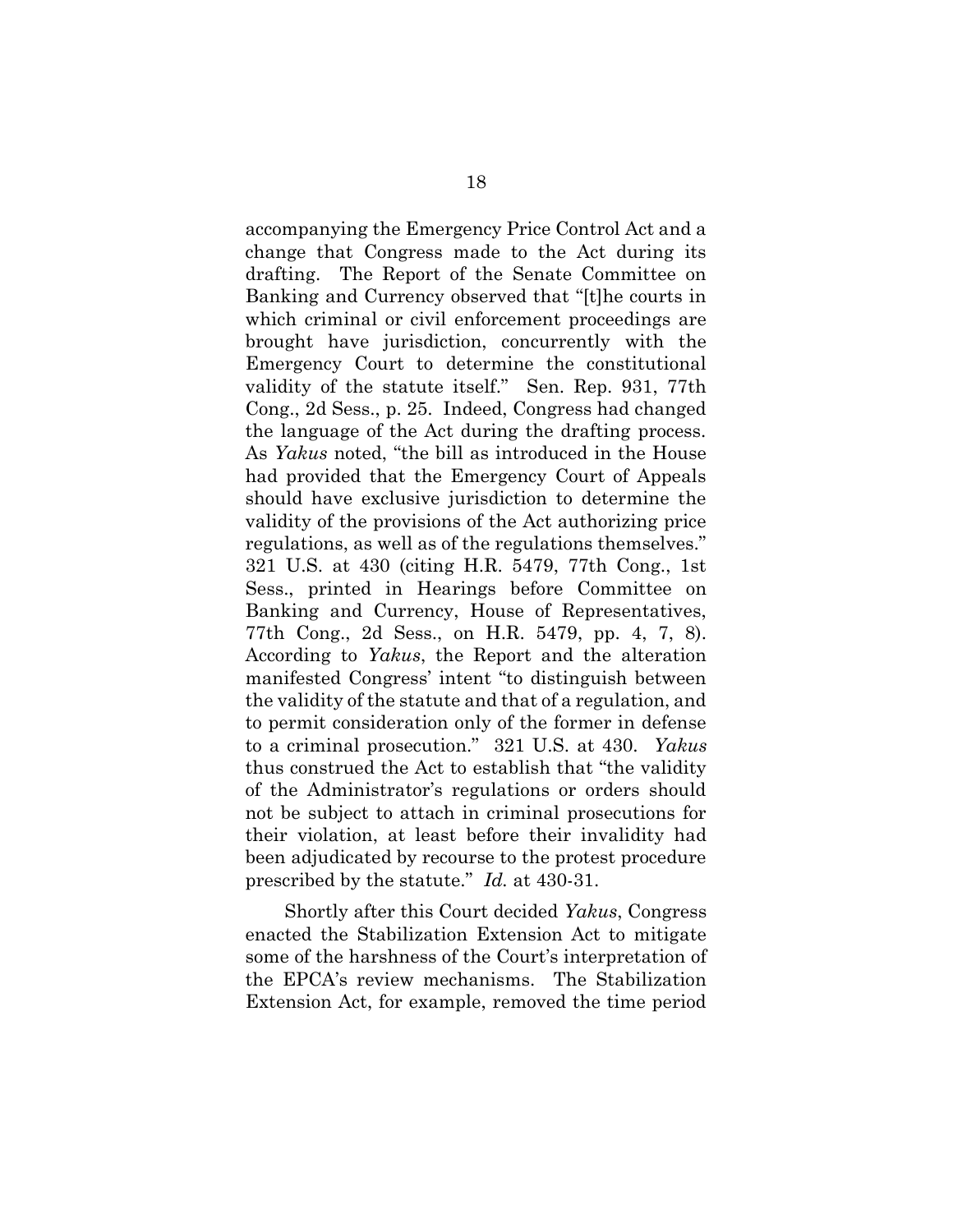accompanying the Emergency Price Control Act and a change that Congress made to the Act during its drafting. The Report of the Senate Committee on Banking and Currency observed that "[t]he courts in which criminal or civil enforcement proceedings are brought have jurisdiction, concurrently with the Emergency Court to determine the constitutional validity of the statute itself." Sen. Rep. 931, 77th Cong., 2d Sess., p. 25. Indeed, Congress had changed the language of the Act during the drafting process. As *Yakus* noted, "the bill as introduced in the House had provided that the Emergency Court of Appeals should have exclusive jurisdiction to determine the validity of the provisions of the Act authorizing price regulations, as well as of the regulations themselves." 321 U.S. at 430 (citing H.R. 5479, 77th Cong., 1st Sess., printed in Hearings before Committee on Banking and Currency, House of Representatives, 77th Cong., 2d Sess., on H.R. 5479, pp. 4, 7, 8). According to *Yakus*, the Report and the alteration manifested Congress' intent "to distinguish between the validity of the statute and that of a regulation, and to permit consideration only of the former in defense to a criminal prosecution." 321 U.S. at 430. *Yakus* thus construed the Act to establish that "the validity of the Administrator's regulations or orders should not be subject to attach in criminal prosecutions for their violation, at least before their invalidity had been adjudicated by recourse to the protest procedure prescribed by the statute." *Id.* at 430-31.

Shortly after this Court decided *Yakus*, Congress enacted the Stabilization Extension Act to mitigate some of the harshness of the Court's interpretation of the EPCA's review mechanisms. The Stabilization Extension Act, for example, removed the time period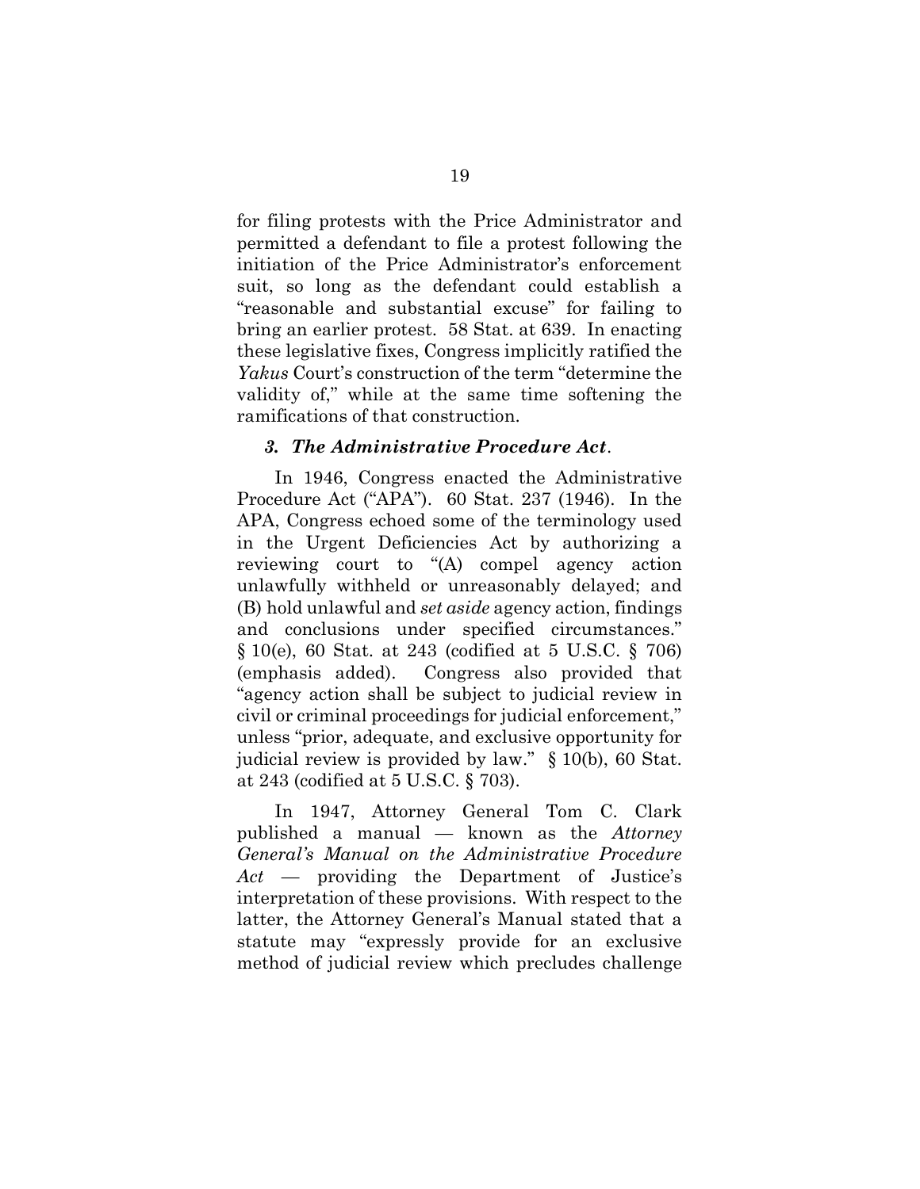for filing protests with the Price Administrator and permitted a defendant to file a protest following the initiation of the Price Administrator's enforcement suit, so long as the defendant could establish a "reasonable and substantial excuse" for failing to bring an earlier protest. 58 Stat. at 639. In enacting these legislative fixes, Congress implicitly ratified the *Yakus* Court's construction of the term "determine the validity of," while at the same time softening the ramifications of that construction.

### *3. The Administrative Procedure Act*.

In 1946, Congress enacted the Administrative Procedure Act ("APA"). 60 Stat. 237 (1946). In the APA, Congress echoed some of the terminology used in the Urgent Deficiencies Act by authorizing a reviewing court to "(A) compel agency action unlawfully withheld or unreasonably delayed; and (B) hold unlawful and *set aside* agency action, findings and conclusions under specified circumstances." § 10(e), 60 Stat. at 243 (codified at 5 U.S.C. § 706) (emphasis added). Congress also provided that "agency action shall be subject to judicial review in civil or criminal proceedings for judicial enforcement," unless "prior, adequate, and exclusive opportunity for judicial review is provided by law." § 10(b), 60 Stat. at 243 (codified at 5 U.S.C. § 703).

In 1947, Attorney General Tom C. Clark published a manual — known as the *Attorney General's Manual on the Administrative Procedure Act* — providing the Department of Justice's interpretation of these provisions. With respect to the latter, the Attorney General's Manual stated that a statute may "expressly provide for an exclusive method of judicial review which precludes challenge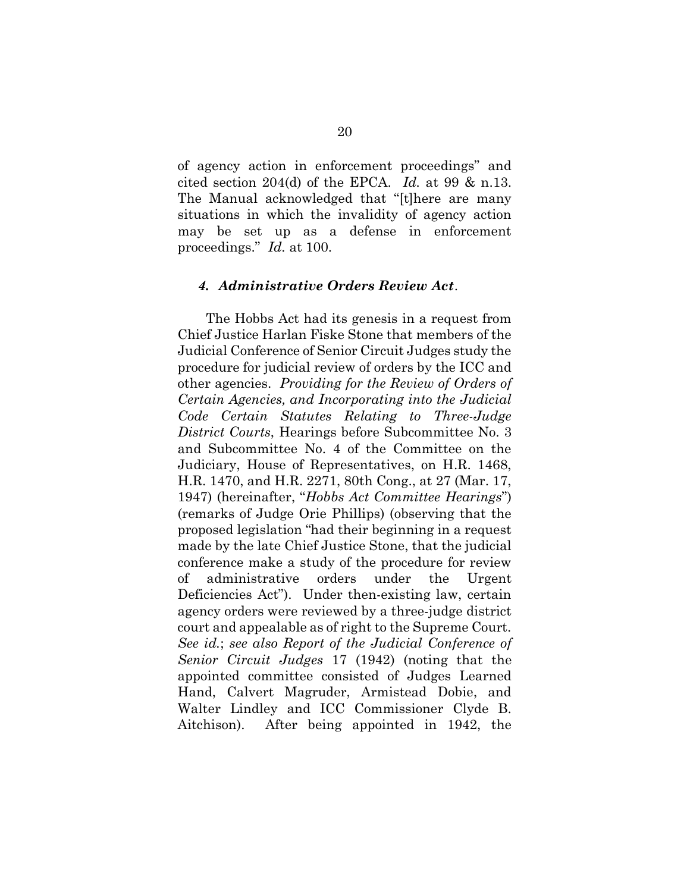of agency action in enforcement proceedings" and cited section 204(d) of the EPCA. *Id.* at 99 & n.13. The Manual acknowledged that "[t]here are many situations in which the invalidity of agency action may be set up as a defense in enforcement proceedings." *Id.* at 100.

#### *4. Administrative Orders Review Act*.

The Hobbs Act had its genesis in a request from Chief Justice Harlan Fiske Stone that members of the Judicial Conference of Senior Circuit Judges study the procedure for judicial review of orders by the ICC and other agencies. *Providing for the Review of Orders of Certain Agencies, and Incorporating into the Judicial Code Certain Statutes Relating to Three-Judge District Courts*, Hearings before Subcommittee No. 3 and Subcommittee No. 4 of the Committee on the Judiciary, House of Representatives, on H.R. 1468, H.R. 1470, and H.R. 2271, 80th Cong., at 27 (Mar. 17, 1947) (hereinafter, "*Hobbs Act Committee Hearings*") (remarks of Judge Orie Phillips) (observing that the proposed legislation "had their beginning in a request made by the late Chief Justice Stone, that the judicial conference make a study of the procedure for review of administrative orders under the Urgent Deficiencies Act"). Under then-existing law, certain agency orders were reviewed by a three-judge district court and appealable as of right to the Supreme Court. *See id.*; *see also Report of the Judicial Conference of Senior Circuit Judges* 17 (1942) (noting that the appointed committee consisted of Judges Learned Hand, Calvert Magruder, Armistead Dobie, and Walter Lindley and ICC Commissioner Clyde B. Aitchison). After being appointed in 1942, the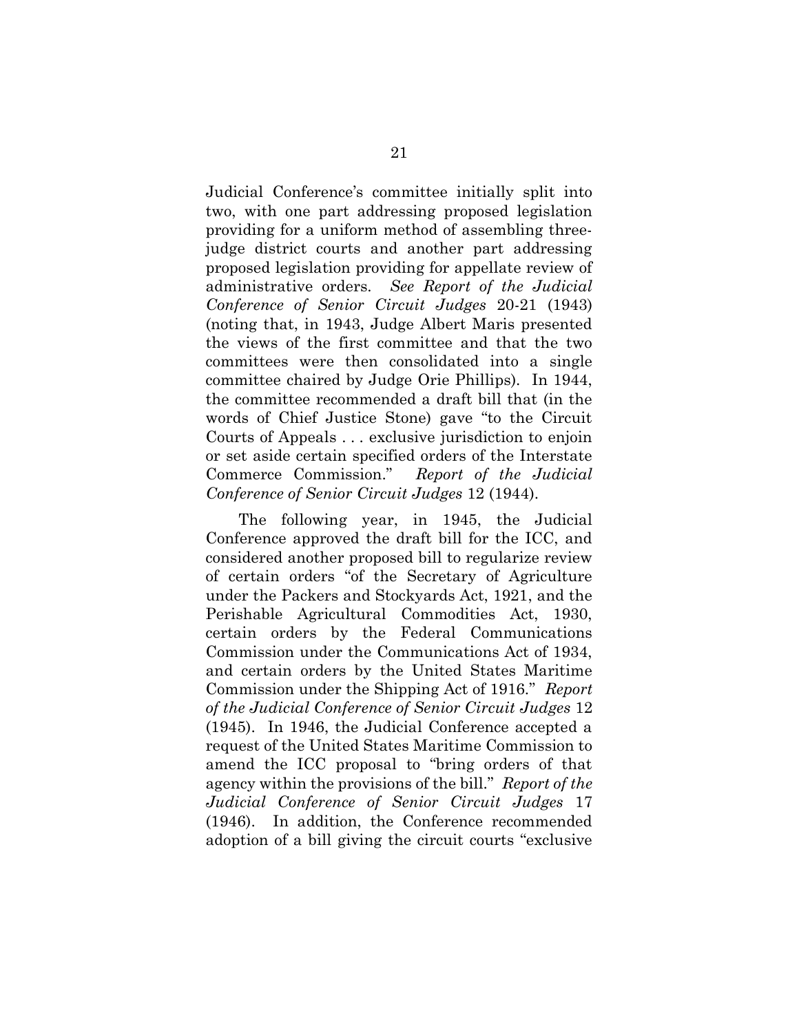Judicial Conference's committee initially split into two, with one part addressing proposed legislation providing for a uniform method of assembling three-judge district courts and another part addressing proposed legislation providing for appellate review of administrative orders. *See Report of the Judicial Conference of Senior Circuit Judges* 20-21 (1943) (noting that, in 1943, Judge Albert Maris presented the views of the first committee and that the two committees were then consolidated into a single committee chaired by Judge Orie Phillips). In 1944, the committee recommended a draft bill that (in the words of Chief Justice Stone) gave "to the Circuit Courts of Appeals . . . exclusive jurisdiction to enjoin or set aside certain specified orders of the Interstate Commerce Commission." *Report of the Judicial Conference of Senior Circuit Judges* 12 (1944).

The following year, in 1945, the Judicial Conference approved the draft bill for the ICC, and considered another proposed bill to regularize review of certain orders "of the Secretary of Agriculture under the Packers and Stockyards Act, 1921, and the Perishable Agricultural Commodities Act, 1930, certain orders by the Federal Communications Commission under the Communications Act of 1934, and certain orders by the United States Maritime Commission under the Shipping Act of 1916." *Report of the Judicial Conference of Senior Circuit Judges* 12 (1945). In 1946, the Judicial Conference accepted a request of the United States Maritime Commission to amend the ICC proposal to "bring orders of that agency within the provisions of the bill." *Report of the Judicial Conference of Senior Circuit Judges* 17 (1946). In addition, the Conference recommended adoption of a bill giving the circuit courts "exclusive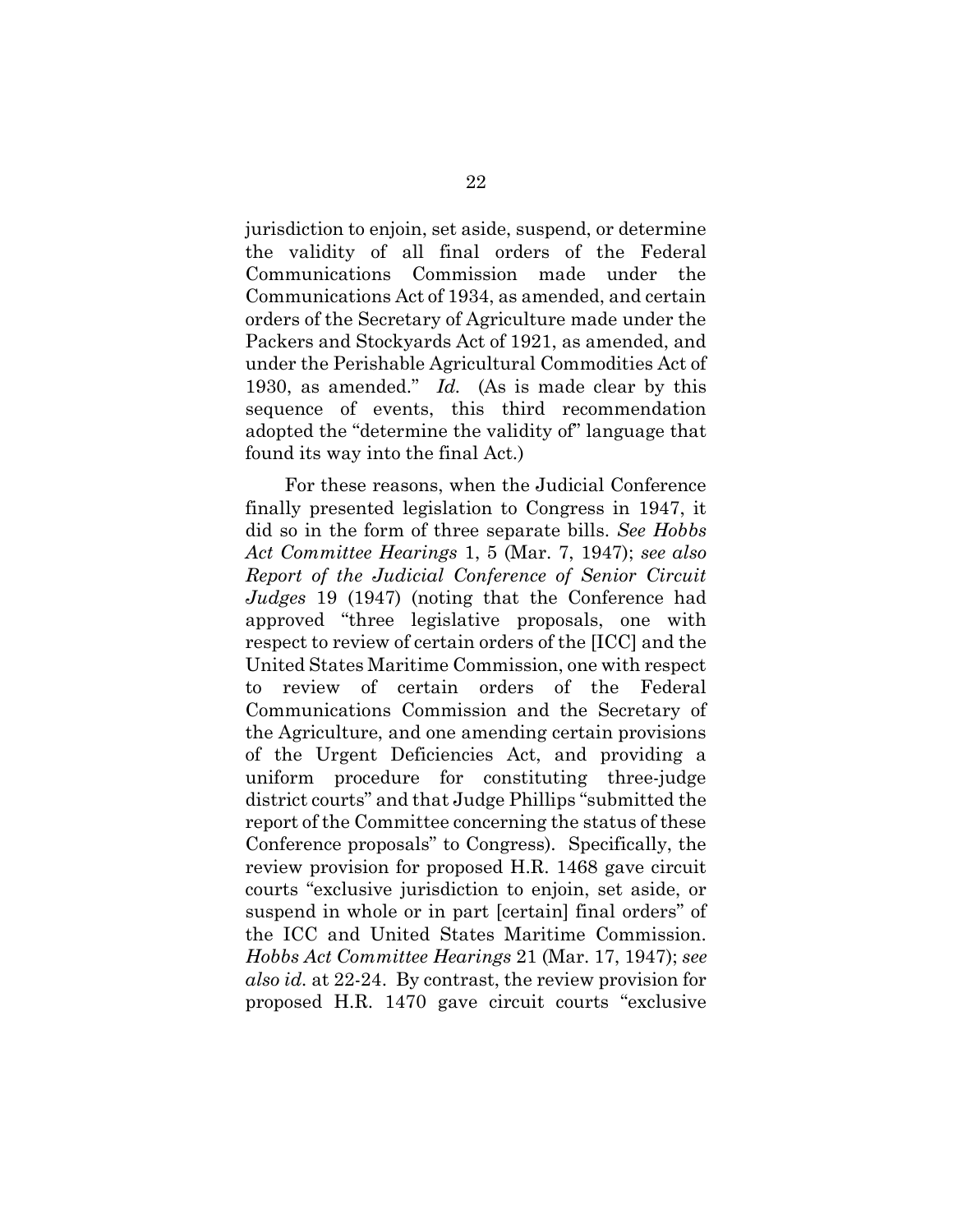jurisdiction to enjoin, set aside, suspend, or determine the validity of all final orders of the Federal Communications Commission made under the Communications Act of 1934, as amended, and certain orders of the Secretary of Agriculture made under the Packers and Stockyards Act of 1921, as amended, and under the Perishable Agricultural Commodities Act of 1930, as amended." *Id.* (As is made clear by this sequence of events, this third recommendation adopted the "determine the validity of" language that found its way into the final Act.)

For these reasons, when the Judicial Conference finally presented legislation to Congress in 1947, it did so in the form of three separate bills. *See Hobbs Act Committee Hearings* 1, 5 (Mar. 7, 1947); *see also Report of the Judicial Conference of Senior Circuit Judges* 19 (1947) (noting that the Conference had approved "three legislative proposals, one with respect to review of certain orders of the [ICC] and the United States Maritime Commission, one with respect to review of certain orders of the Federal Communications Commission and the Secretary of the Agriculture, and one amending certain provisions of the Urgent Deficiencies Act, and providing a uniform procedure for constituting three-judge district courts" and that Judge Phillips "submitted the report of the Committee concerning the status of these Conference proposals" to Congress). Specifically, the review provision for proposed H.R. 1468 gave circuit courts "exclusive jurisdiction to enjoin, set aside, or suspend in whole or in part [certain] final orders" of the ICC and United States Maritime Commission. *Hobbs Act Committee Hearings* 21 (Mar. 17, 1947); *see also id.* at 22-24. By contrast, the review provision for proposed H.R. 1470 gave circuit courts "exclusive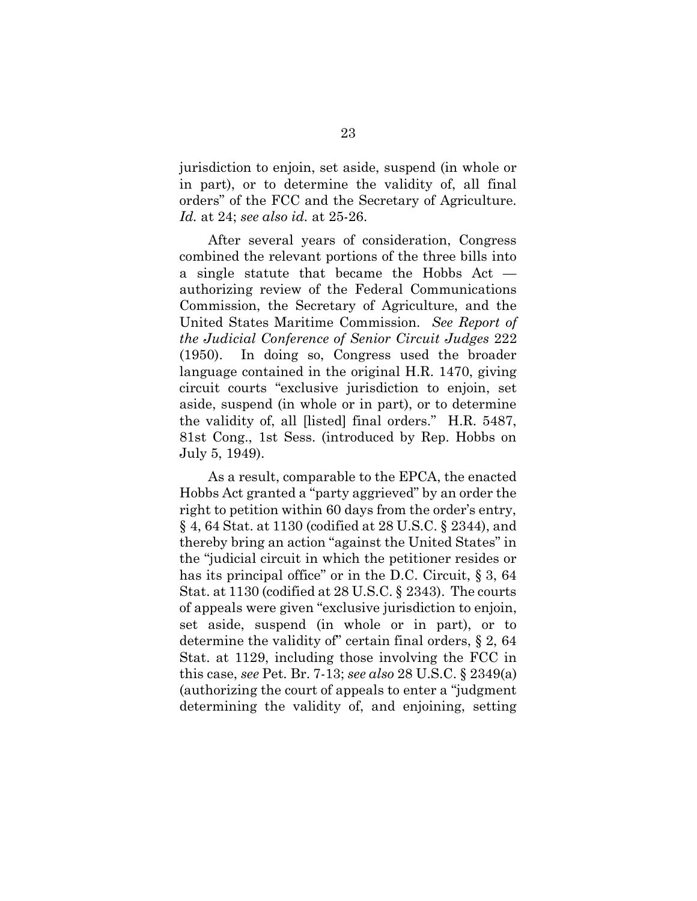jurisdiction to enjoin, set aside, suspend (in whole or in part), or to determine the validity of, all final orders" of the FCC and the Secretary of Agriculture. *Id.* at 24; *see also id.* at 25-26.

After several years of consideration, Congress combined the relevant portions of the three bills into a single statute that became the Hobbs Act — authorizing review of the Federal Communications Commission, the Secretary of Agriculture, and the United States Maritime Commission. *See Report of the Judicial Conference of Senior Circuit Judges* 222 (1950). In doing so, Congress used the broader language contained in the original H.R. 1470, giving circuit courts "exclusive jurisdiction to enjoin, set aside, suspend (in whole or in part), or to determine the validity of, all [listed] final orders." H.R. 5487, 81st Cong., 1st Sess. (introduced by Rep. Hobbs on July 5, 1949).

As a result, comparable to the EPCA, the enacted Hobbs Act granted a "party aggrieved" by an order the right to petition within 60 days from the order's entry, § 4, 64 Stat. at 1130 (codified at 28 U.S.C. § 2344), and thereby bring an action "against the United States" in the "judicial circuit in which the petitioner resides or has its principal office" or in the D.C. Circuit, § 3, 64 Stat. at 1130 (codified at 28 U.S.C. § 2343). The courts of appeals were given "exclusive jurisdiction to enjoin, set aside, suspend (in whole or in part), or to determine the validity of" certain final orders, § 2, 64 Stat. at 1129, including those involving the FCC in this case, *see* Pet. Br. 7-13; *see also* 28 U.S.C. § 2349(a) (authorizing the court of appeals to enter a "judgment determining the validity of, and enjoining, setting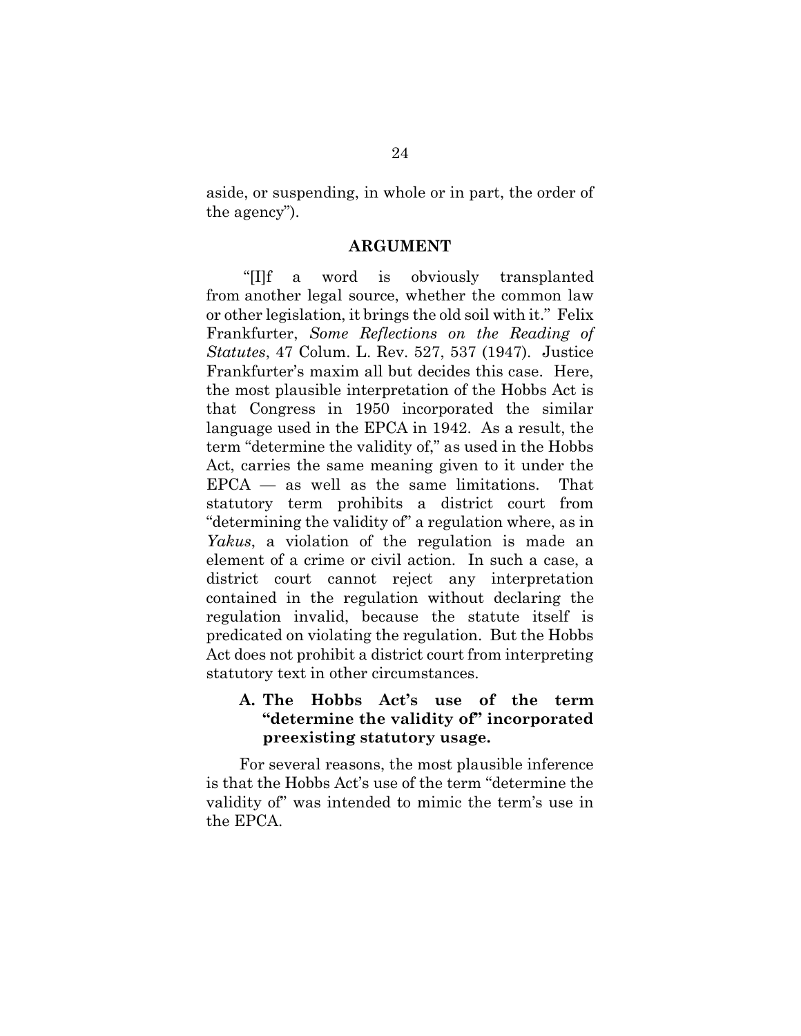aside, or suspending, in whole or in part, the order of the agency").

## ARGUMENT

"[I]f a word is obviously transplanted from another legal source, whether the common law or other legislation, it brings the old soil with it." Felix Frankfurter, *Some Reflections on the Reading of Statutes*, 47 Colum. L. Rev. 527, 537 (1947). Justice Frankfurter's maxim all but decides this case. Here, the most plausible interpretation of the Hobbs Act is that Congress in 1950 incorporated the similar language used in the EPCA in 1942. As a result, the term "determine the validity of," as used in the Hobbs Act, carries the same meaning given to it under the EPCA — as well as the same limitations. That statutory term prohibits a district court from "determining the validity of" a regulation where, as in *Yakus*, a violation of the regulation is made an element of a crime or civil action. In such a case, a district court cannot reject any interpretation contained in the regulation without declaring the regulation invalid, because the statute itself is predicated on violating the regulation. But the Hobbs Act does not prohibit a district court from interpreting statutory text in other circumstances.

### A. The Hobbs Act's use of the term "determine the validity of" incorporated preexisting statutory usage.

For several reasons, the most plausible inference is that the Hobbs Act's use of the term "determine the validity of" was intended to mimic the term's use in the EPCA.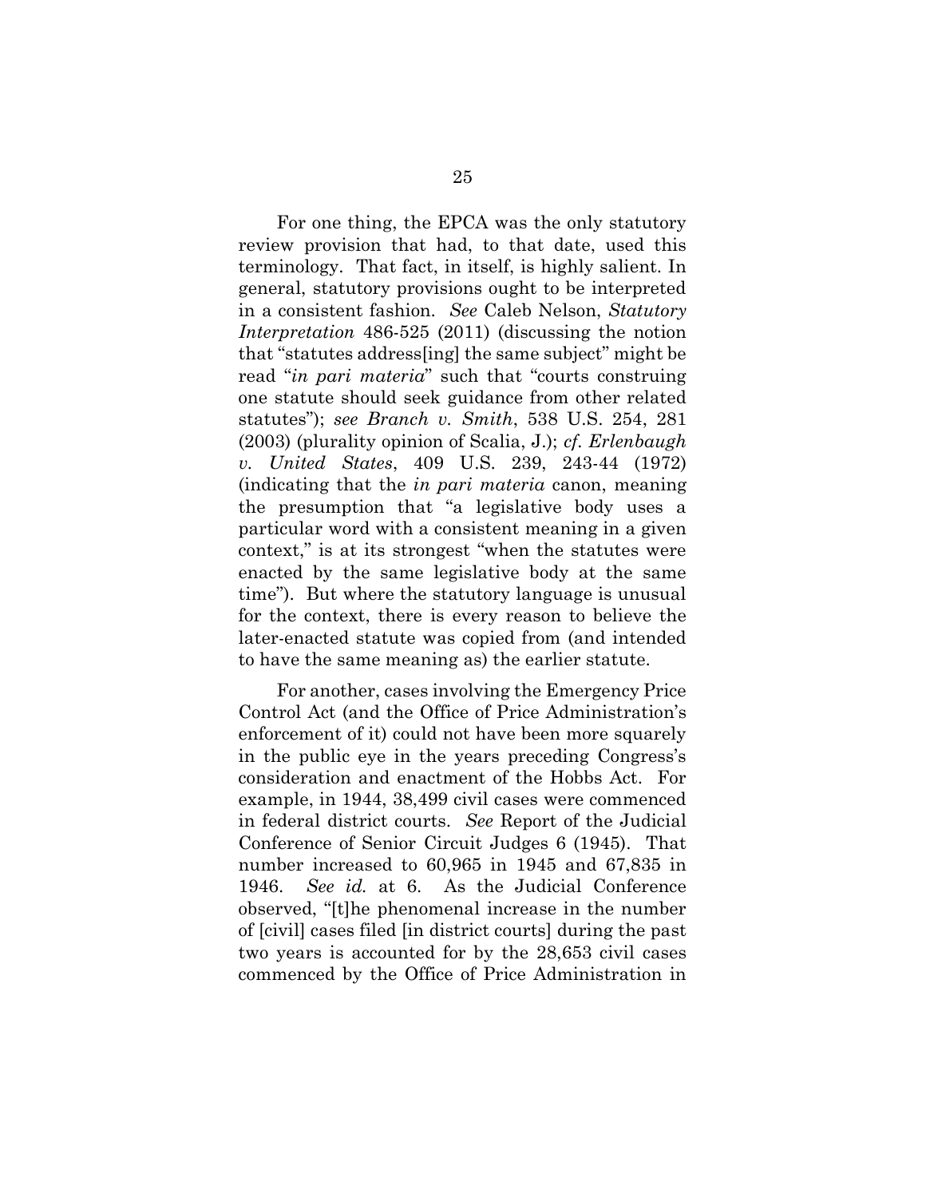For one thing, the EPCA was the only statutory review provision that had, to that date, used this terminology. That fact, in itself, is highly salient. In general, statutory provisions ought to be interpreted in a consistent fashion. *See* Caleb Nelson, *Statutory Interpretation* 486-525 (2011) (discussing the notion that "statutes address[ing] the same subject" might be read "*in pari materia*" such that "courts construing one statute should seek guidance from other related statutes"); *see Branch v. Smith*, 538 U.S. 254, 281 (2003) (plurality opinion of Scalia, J.); *cf. Erlenbaugh v. United States*, 409 U.S. 239, 243-44 (1972) (indicating that the *in pari materia* canon, meaning the presumption that "a legislative body uses a particular word with a consistent meaning in a given context," is at its strongest "when the statutes were enacted by the same legislative body at the same time"). But where the statutory language is unusual for the context, there is every reason to believe the later-enacted statute was copied from (and intended to have the same meaning as) the earlier statute.

For another, cases involving the Emergency Price Control Act (and the Office of Price Administration's enforcement of it) could not have been more squarely in the public eye in the years preceding Congress's consideration and enactment of the Hobbs Act. For example, in 1944, 38,499 civil cases were commenced in federal district courts. *See* Report of the Judicial Conference of Senior Circuit Judges 6 (1945). That number increased to 60,965 in 1945 and 67,835 in 1946. *See id.* at 6. As the Judicial Conference observed, "[t]he phenomenal increase in the number of [civil] cases filed [in district courts] during the past two years is accounted for by the 28,653 civil cases commenced by the Office of Price Administration in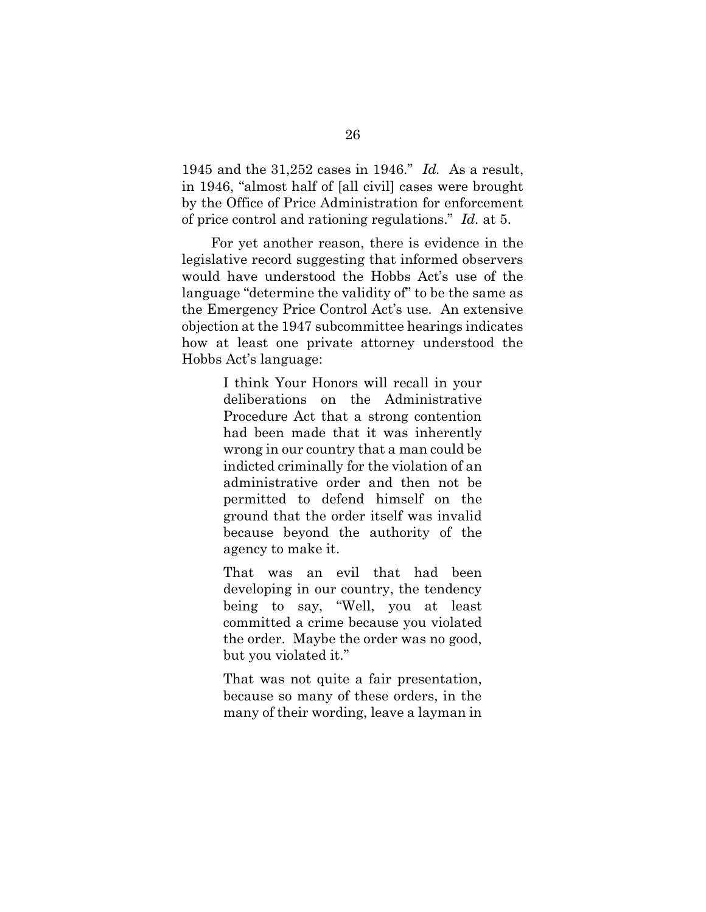1945 and the 31,252 cases in 1946." *Id.* As a result, in 1946, "almost half of [all civil] cases were brought by the Office of Price Administration for enforcement of price control and rationing regulations." *Id.* at 5.

For yet another reason, there is evidence in the legislative record suggesting that informed observers would have understood the Hobbs Act's use of the language "determine the validity of" to be the same as the Emergency Price Control Act's use. An extensive objection at the 1947 subcommittee hearings indicates how at least one private attorney understood the Hobbs Act's language:

> I think Your Honors will recall in your deliberations on the Administrative Procedure Act that a strong contention had been made that it was inherently wrong in our country that a man could be indicted criminally for the violation of an administrative order and then not be permitted to defend himself on the ground that the order itself was invalid because beyond the authority of the agency to make it.
>
> That was an evil that had been developing in our country, the tendency being to say, "Well, you at least committed a crime because you violated the order. Maybe the order was no good, but you violated it."
>
> That was not quite a fair presentation, because so many of these orders, in the many of their wording, leave a layman in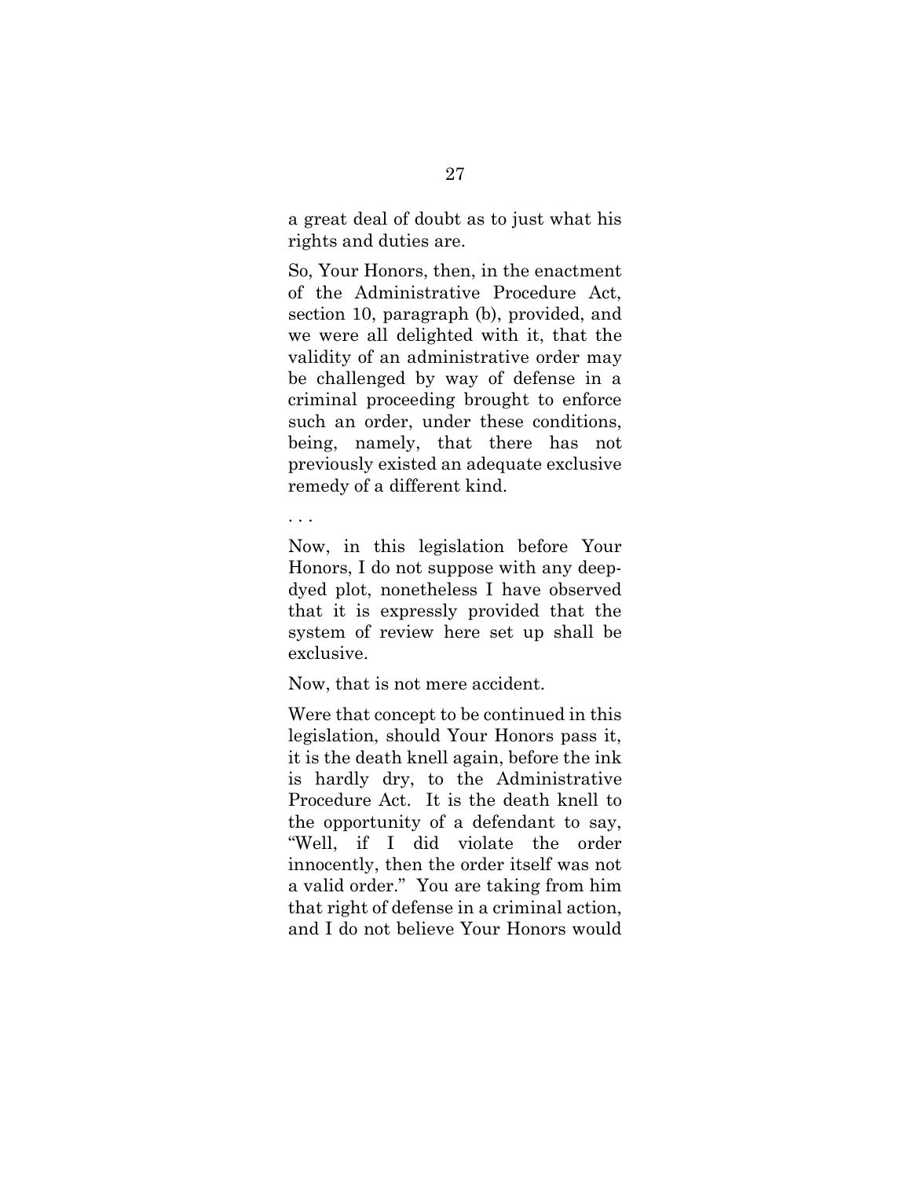a great deal of doubt as to just what his rights and duties are.

So, Your Honors, then, in the enactment of the Administrative Procedure Act, section 10, paragraph (b), provided, and we were all delighted with it, that the validity of an administrative order may be challenged by way of defense in a criminal proceeding brought to enforce such an order, under these conditions, being, namely, that there has not previously existed an adequate exclusive remedy of a different kind.

. . .

Now, in this legislation before Your Honors, I do not suppose with any deep-dyed plot, nonetheless I have observed that it is expressly provided that the system of review here set up shall be exclusive.

Now, that is not mere accident.

Were that concept to be continued in this legislation, should Your Honors pass it, it is the death knell again, before the ink is hardly dry, to the Administrative Procedure Act. It is the death knell to the opportunity of a defendant to say, "Well, if I did violate the order innocently, then the order itself was not a valid order." You are taking from him that right of defense in a criminal action, and I do not believe Your Honors would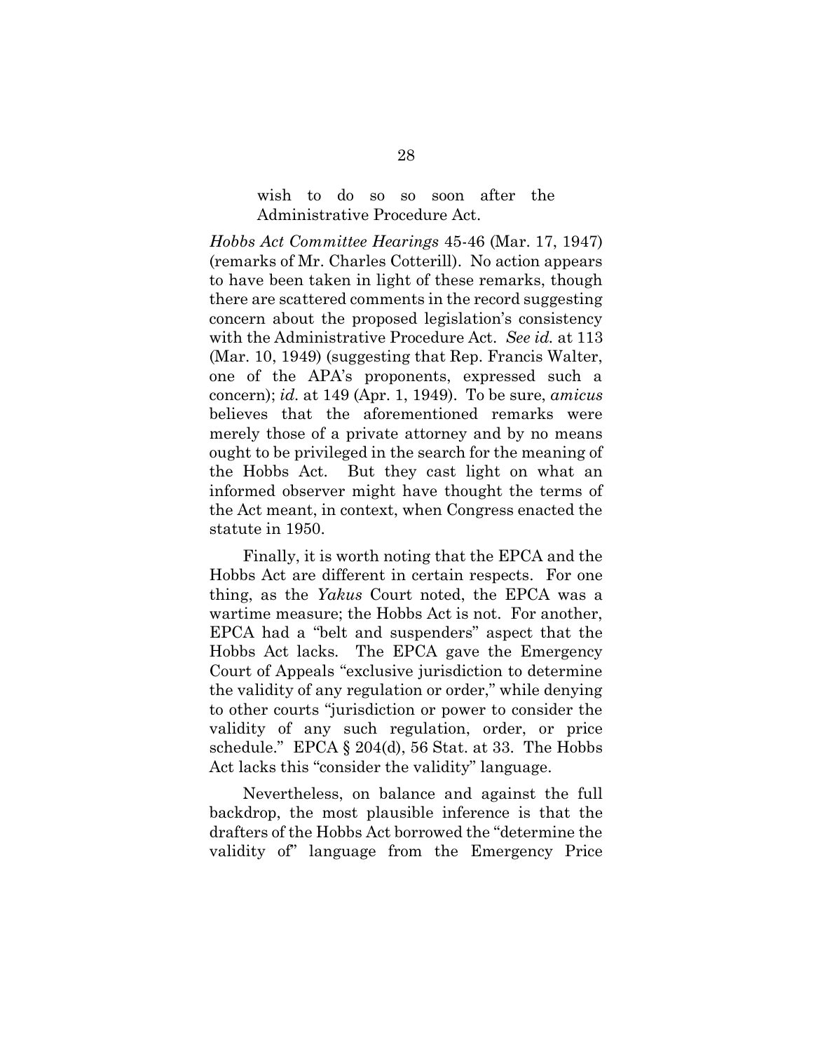> wish to do so so soon after the Administrative Procedure Act.

*Hobbs Act Committee Hearings* 45-46 (Mar. 17, 1947) (remarks of Mr. Charles Cotterill). No action appears to have been taken in light of these remarks, though there are scattered comments in the record suggesting concern about the proposed legislation's consistency with the Administrative Procedure Act. *See id.* at 113 (Mar. 10, 1949) (suggesting that Rep. Francis Walter, one of the APA's proponents, expressed such a concern); *id.* at 149 (Apr. 1, 1949). To be sure, *amicus* believes that the aforementioned remarks were merely those of a private attorney and by no means ought to be privileged in the search for the meaning of the Hobbs Act. But they cast light on what an informed observer might have thought the terms of the Act meant, in context, when Congress enacted the statute in 1950.

Finally, it is worth noting that the EPCA and the Hobbs Act are different in certain respects. For one thing, as the *Yakus* Court noted, the EPCA was a wartime measure; the Hobbs Act is not. For another, EPCA had a "belt and suspenders" aspect that the Hobbs Act lacks. The EPCA gave the Emergency Court of Appeals "exclusive jurisdiction to determine the validity of any regulation or order," while denying to other courts "jurisdiction or power to consider the validity of any such regulation, order, or price schedule." EPCA § 204(d), 56 Stat. at 33. The Hobbs Act lacks this "consider the validity" language.

Nevertheless, on balance and against the full backdrop, the most plausible inference is that the drafters of the Hobbs Act borrowed the "determine the validity of" language from the Emergency Price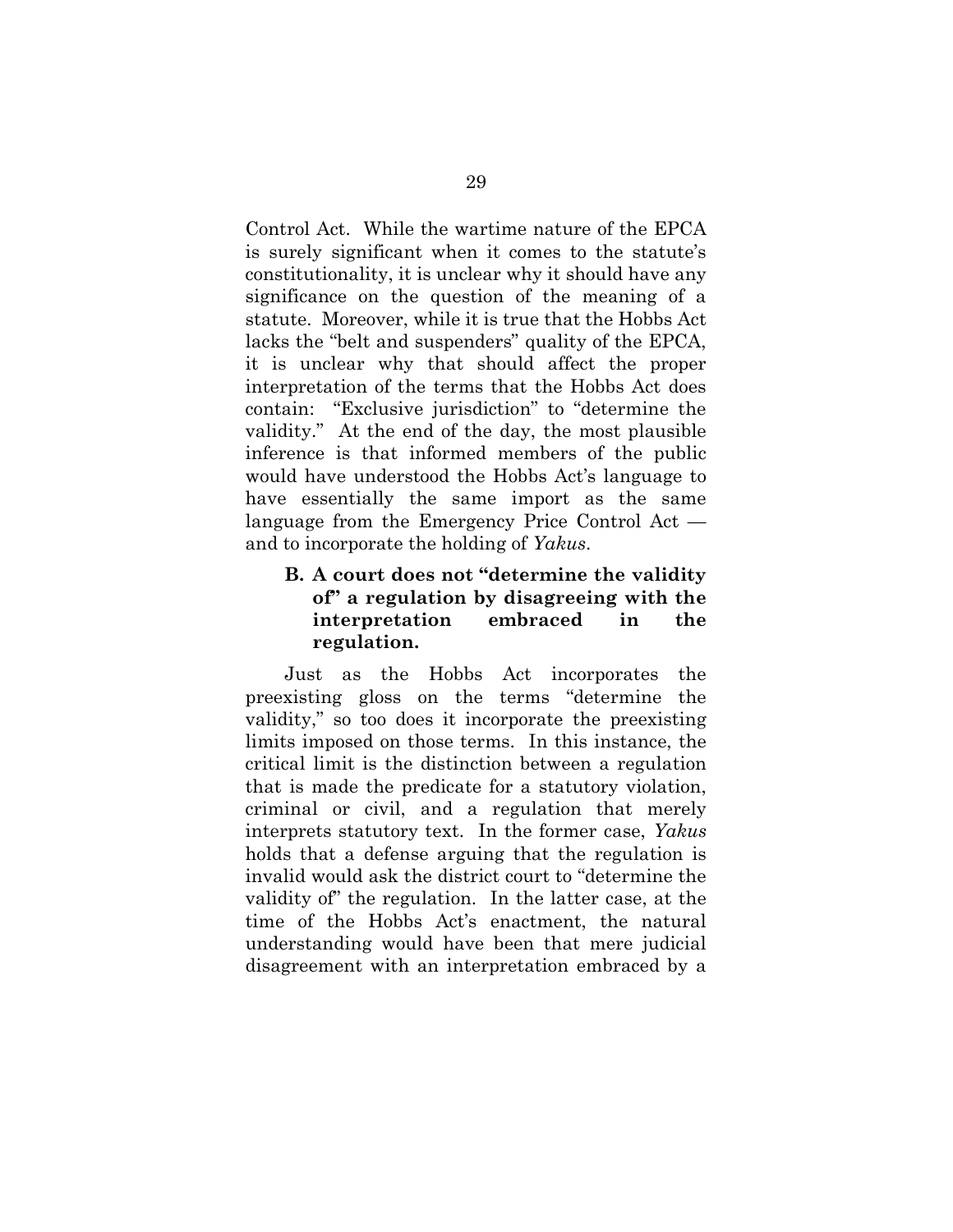Control Act. While the wartime nature of the EPCA is surely significant when it comes to the statute's constitutionality, it is unclear why it should have any significance on the question of the meaning of a statute. Moreover, while it is true that the Hobbs Act lacks the "belt and suspenders" quality of the EPCA, it is unclear why that should affect the proper interpretation of the terms that the Hobbs Act does contain: "Exclusive jurisdiction" to "determine the validity." At the end of the day, the most plausible inference is that informed members of the public would have understood the Hobbs Act's language to have essentially the same import as the same language from the Emergency Price Control Act — and to incorporate the holding of *Yakus*.

### B. A court does not "determine the validity of" a regulation by disagreeing with the interpretation embraced in the regulation.

Just as the Hobbs Act incorporates the preexisting gloss on the terms "determine the validity," so too does it incorporate the preexisting limits imposed on those terms. In this instance, the critical limit is the distinction between a regulation that is made the predicate for a statutory violation, criminal or civil, and a regulation that merely interprets statutory text. In the former case, *Yakus* holds that a defense arguing that the regulation is invalid would ask the district court to "determine the validity of" the regulation. In the latter case, at the time of the Hobbs Act's enactment, the natural understanding would have been that mere judicial disagreement with an interpretation embraced by a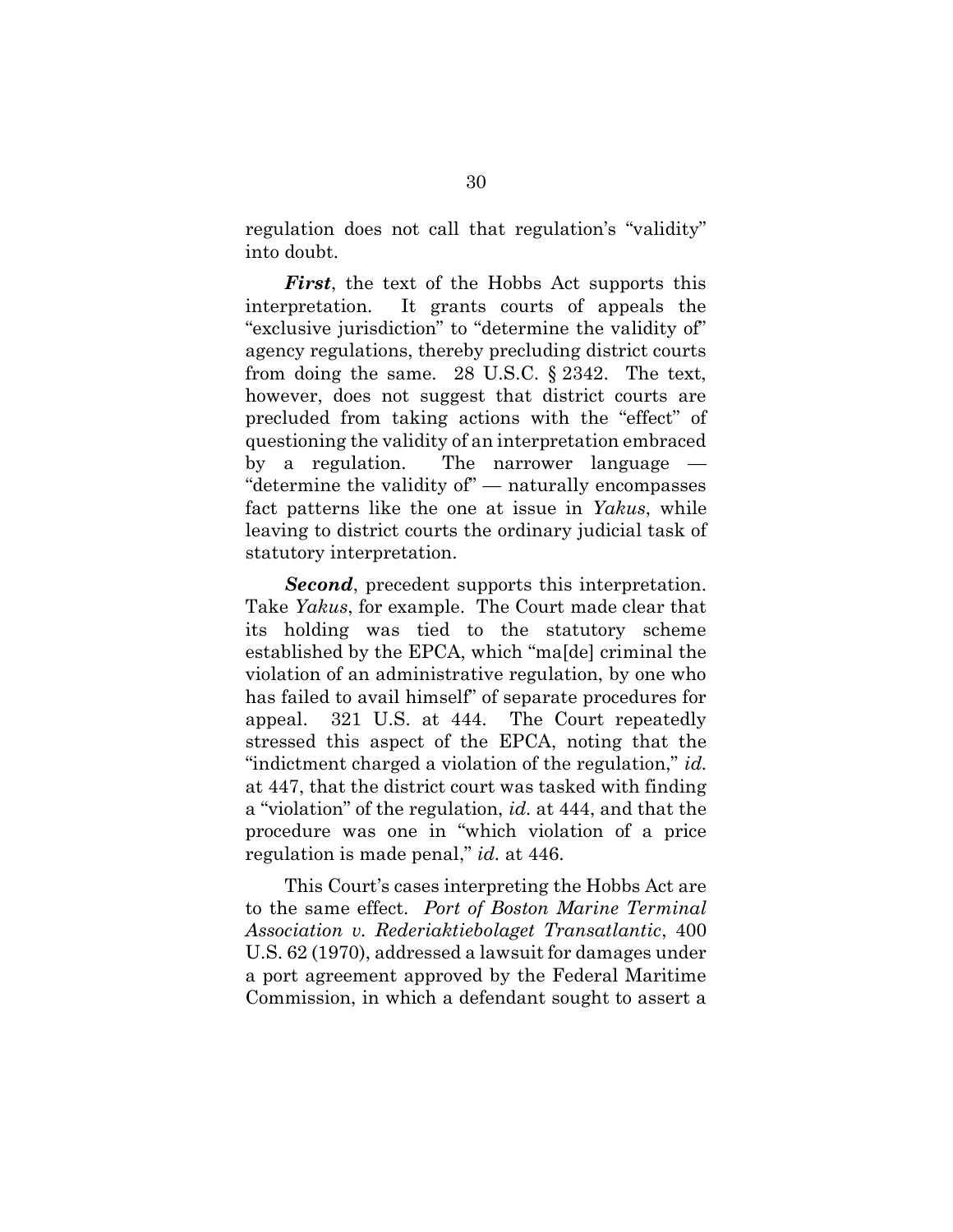regulation does not call that regulation's "validity" into doubt.

***First***, the text of the Hobbs Act supports this interpretation. It grants courts of appeals the "exclusive jurisdiction" to "determine the validity of" agency regulations, thereby precluding district courts from doing the same. 28 U.S.C. § 2342. The text, however, does not suggest that district courts are precluded from taking actions with the "effect" of questioning the validity of an interpretation embraced by a regulation. The narrower language — "determine the validity of" — naturally encompasses fact patterns like the one at issue in *Yakus*, while leaving to district courts the ordinary judicial task of statutory interpretation.

***Second***, precedent supports this interpretation. Take *Yakus*, for example. The Court made clear that its holding was tied to the statutory scheme established by the EPCA, which "ma[de] criminal the violation of an administrative regulation, by one who has failed to avail himself" of separate procedures for appeal. 321 U.S. at 444. The Court repeatedly stressed this aspect of the EPCA, noting that the "indictment charged a violation of the regulation," *id.* at 447, that the district court was tasked with finding a "violation" of the regulation, *id.* at 444, and that the procedure was one in "which violation of a price regulation is made penal," *id.* at 446.

This Court's cases interpreting the Hobbs Act are to the same effect. *Port of Boston Marine Terminal Association v. Rederiaktiebolaget Transatlantic*, 400 U.S. 62 (1970), addressed a lawsuit for damages under a port agreement approved by the Federal Maritime Commission, in which a defendant sought to assert a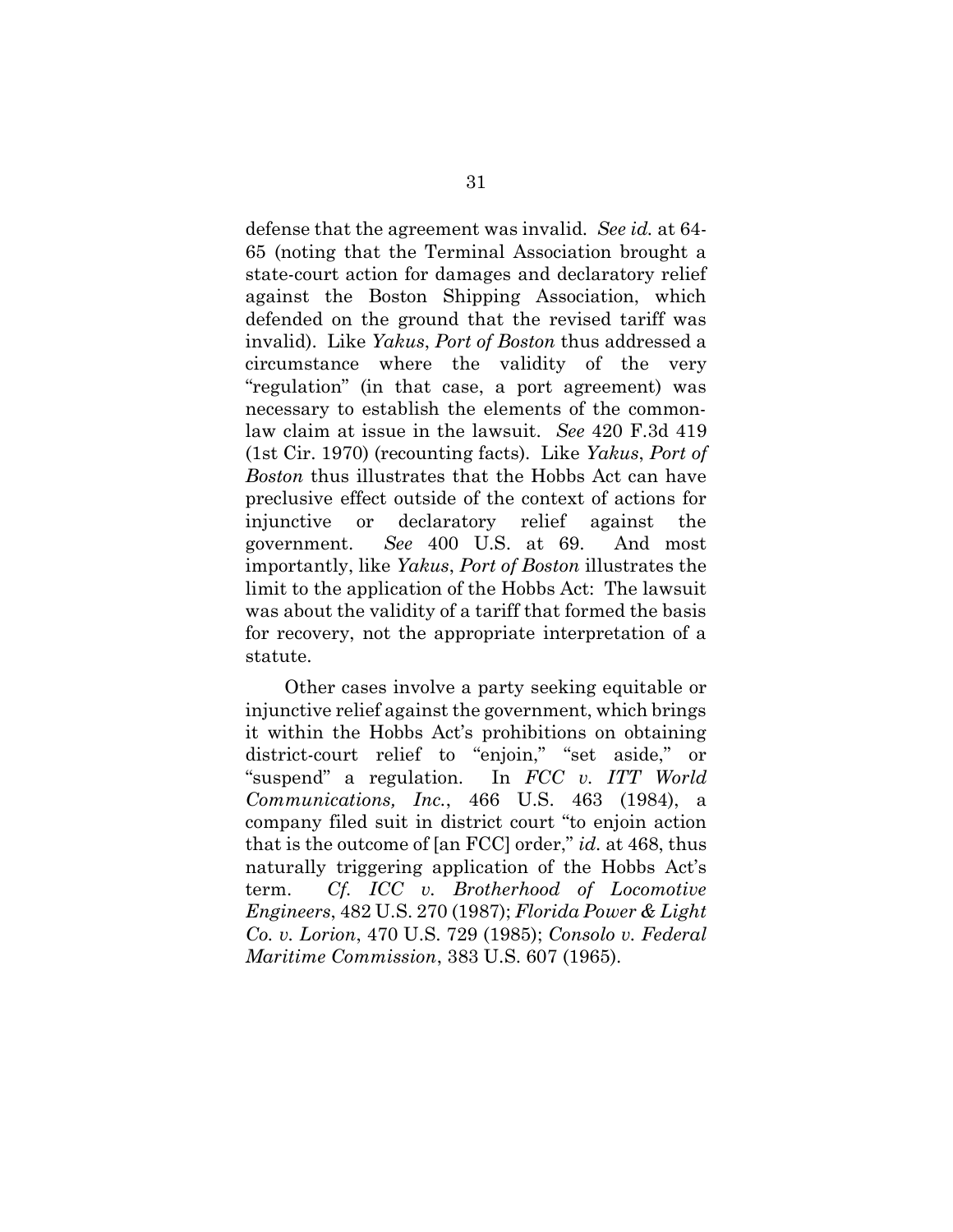defense that the agreement was invalid. *See id.* at 64-65 (noting that the Terminal Association brought a state-court action for damages and declaratory relief against the Boston Shipping Association, which defended on the ground that the revised tariff was invalid). Like *Yakus*, *Port of Boston* thus addressed a circumstance where the validity of the very "regulation" (in that case, a port agreement) was necessary to establish the elements of the common-law claim at issue in the lawsuit. *See* 420 F.3d 419 (1st Cir. 1970) (recounting facts). Like *Yakus*, *Port of Boston* thus illustrates that the Hobbs Act can have preclusive effect outside of the context of actions for injunctive or declaratory relief against the government. *See* 400 U.S. at 69. And most importantly, like *Yakus*, *Port of Boston* illustrates the limit to the application of the Hobbs Act: The lawsuit was about the validity of a tariff that formed the basis for recovery, not the appropriate interpretation of a statute.

Other cases involve a party seeking equitable or injunctive relief against the government, which brings it within the Hobbs Act's prohibitions on obtaining district-court relief to "enjoin," "set aside," or "suspend" a regulation. In *FCC v. ITT World Communications, Inc.*, 466 U.S. 463 (1984), a company filed suit in district court "to enjoin action that is the outcome of [an FCC] order," *id.* at 468, thus naturally triggering application of the Hobbs Act's term. *Cf. ICC v. Brotherhood of Locomotive Engineers*, 482 U.S. 270 (1987); *Florida Power & Light Co. v. Lorion*, 470 U.S. 729 (1985); *Consolo v. Federal Maritime Commission*, 383 U.S. 607 (1965).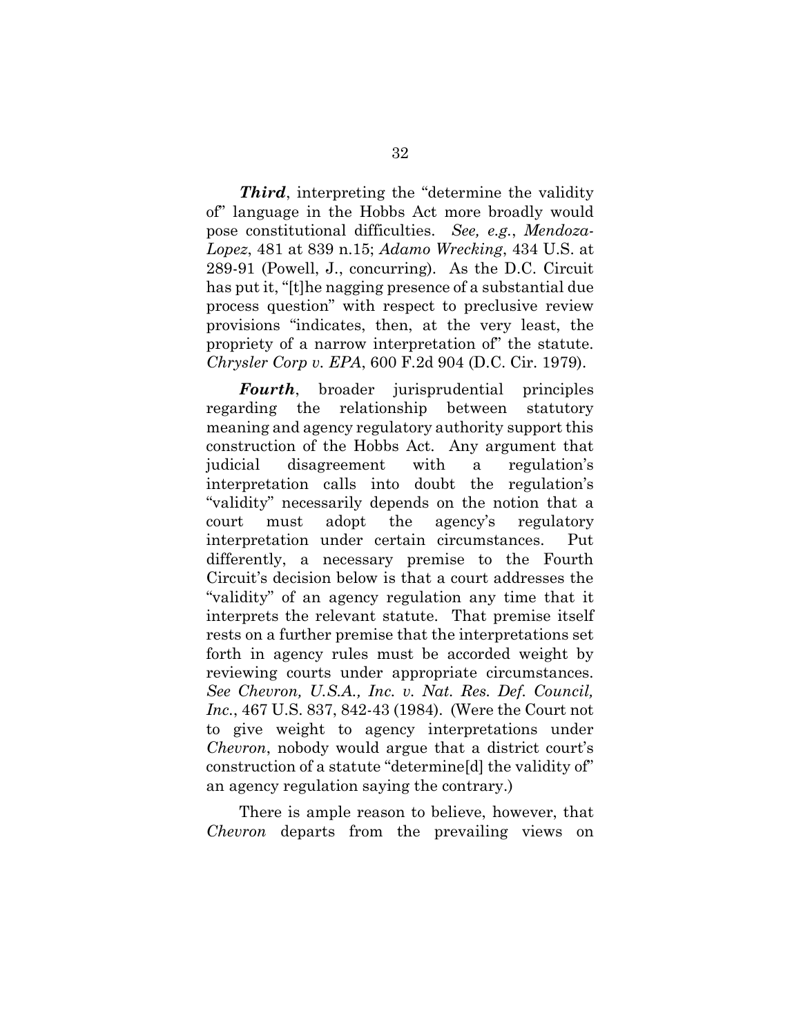***Third***, interpreting the "determine the validity of" language in the Hobbs Act more broadly would pose constitutional difficulties. *See, e.g.*, *Mendoza-Lopez*, 481 at 839 n.15; *Adamo Wrecking*, 434 U.S. at 289-91 (Powell, J., concurring). As the D.C. Circuit has put it, "[t]he nagging presence of a substantial due process question" with respect to preclusive review provisions "indicates, then, at the very least, the propriety of a narrow interpretation of" the statute. *Chrysler Corp v. EPA*, 600 F.2d 904 (D.C. Cir. 1979).

***Fourth***, broader jurisprudential principles regarding the relationship between statutory meaning and agency regulatory authority support this construction of the Hobbs Act. Any argument that judicial disagreement with a regulation's interpretation calls into doubt the regulation's "validity" necessarily depends on the notion that a court must adopt the agency's regulatory interpretation under certain circumstances. Put differently, a necessary premise to the Fourth Circuit's decision below is that a court addresses the "validity" of an agency regulation any time that it interprets the relevant statute. That premise itself rests on a further premise that the interpretations set forth in agency rules must be accorded weight by reviewing courts under appropriate circumstances. *See Chevron, U.S.A., Inc. v. Nat. Res. Def. Council, Inc.*, 467 U.S. 837, 842-43 (1984). (Were the Court not to give weight to agency interpretations under *Chevron*, nobody would argue that a district court's construction of a statute "determine[d] the validity of" an agency regulation saying the contrary.)

There is ample reason to believe, however, that *Chevron* departs from the prevailing views on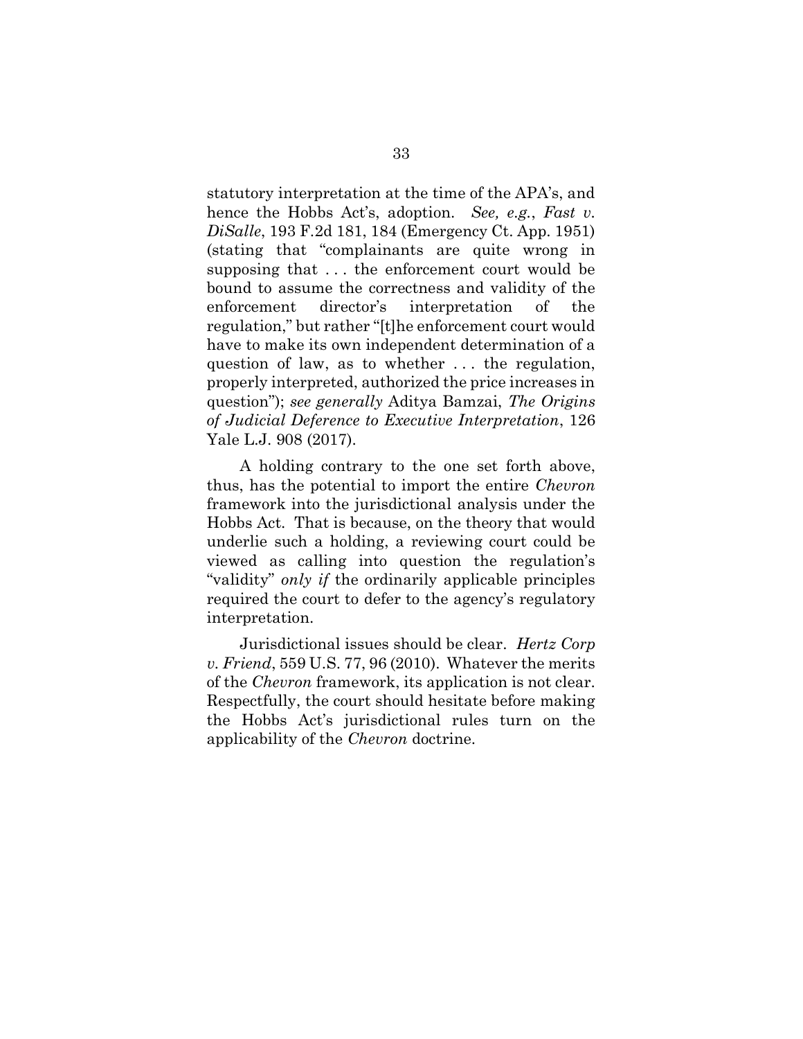statutory interpretation at the time of the APA's, and hence the Hobbs Act's, adoption. *See, e.g.*, *Fast v. DiSalle*, 193 F.2d 181, 184 (Emergency Ct. App. 1951) (stating that "complainants are quite wrong in supposing that . . . the enforcement court would be bound to assume the correctness and validity of the enforcement director's interpretation of the regulation," but rather "[t]he enforcement court would have to make its own independent determination of a question of law, as to whether . . . the regulation, properly interpreted, authorized the price increases in question"); *see generally* Aditya Bamzai, *The Origins of Judicial Deference to Executive Interpretation*, 126 Yale L.J. 908 (2017).

A holding contrary to the one set forth above, thus, has the potential to import the entire *Chevron* framework into the jurisdictional analysis under the Hobbs Act. That is because, on the theory that would underlie such a holding, a reviewing court could be viewed as calling into question the regulation's "validity" *only if* the ordinarily applicable principles required the court to defer to the agency's regulatory interpretation.

Jurisdictional issues should be clear. *Hertz Corp v. Friend*, 559 U.S. 77, 96 (2010). Whatever the merits of the *Chevron* framework, its application is not clear. Respectfully, the court should hesitate before making the Hobbs Act's jurisdictional rules turn on the applicability of the *Chevron* doctrine.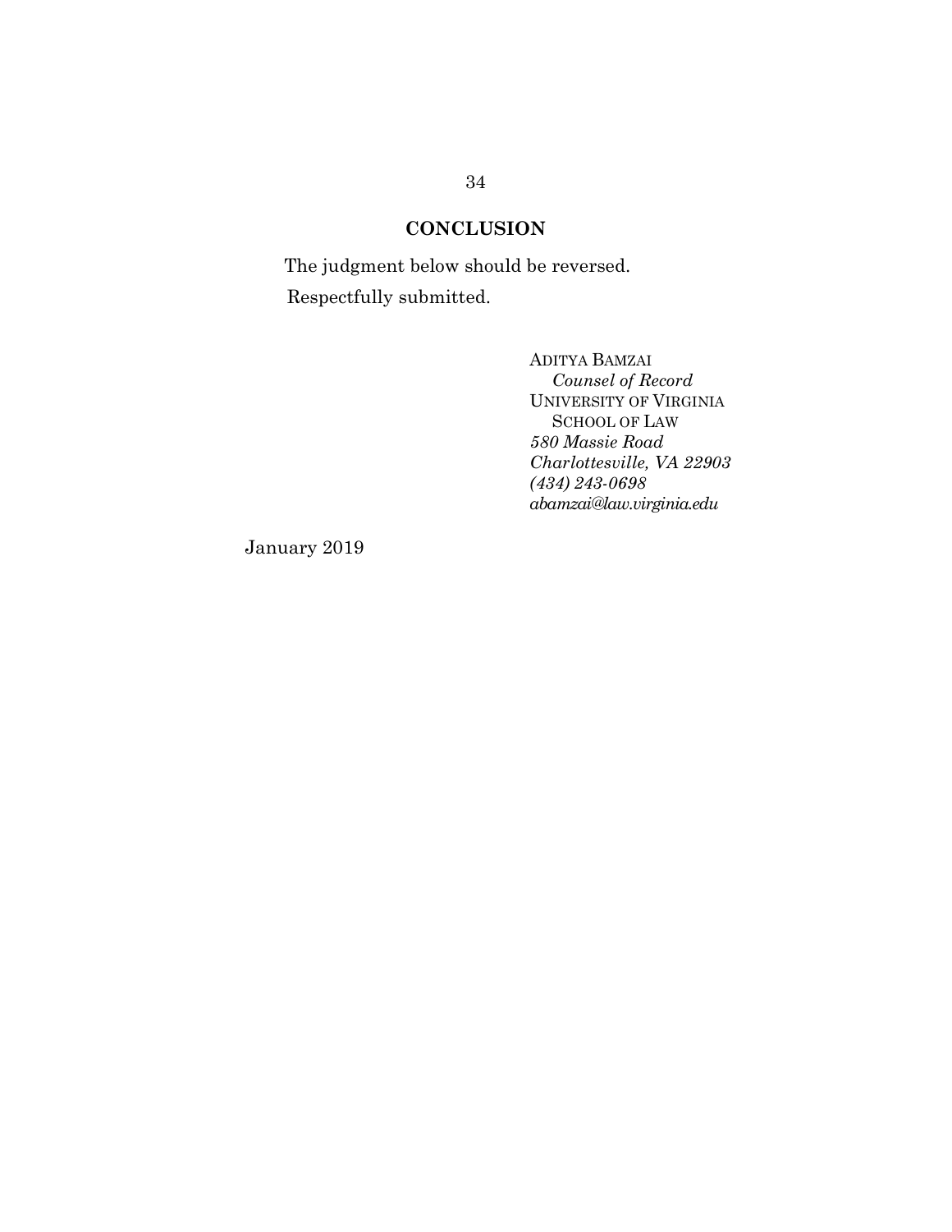## CONCLUSION

The judgment below should be reversed.

Respectfully submitted.

ADITYA BAMZAI
*Counsel of Record*
UNIVERSITY OF VIRGINIA
SCHOOL OF LAW
*580 Massie Road*
*Charlottesville, VA 22903*
*(434) 243-0698*
*abamzai@law.virginia.edu*

January 2019